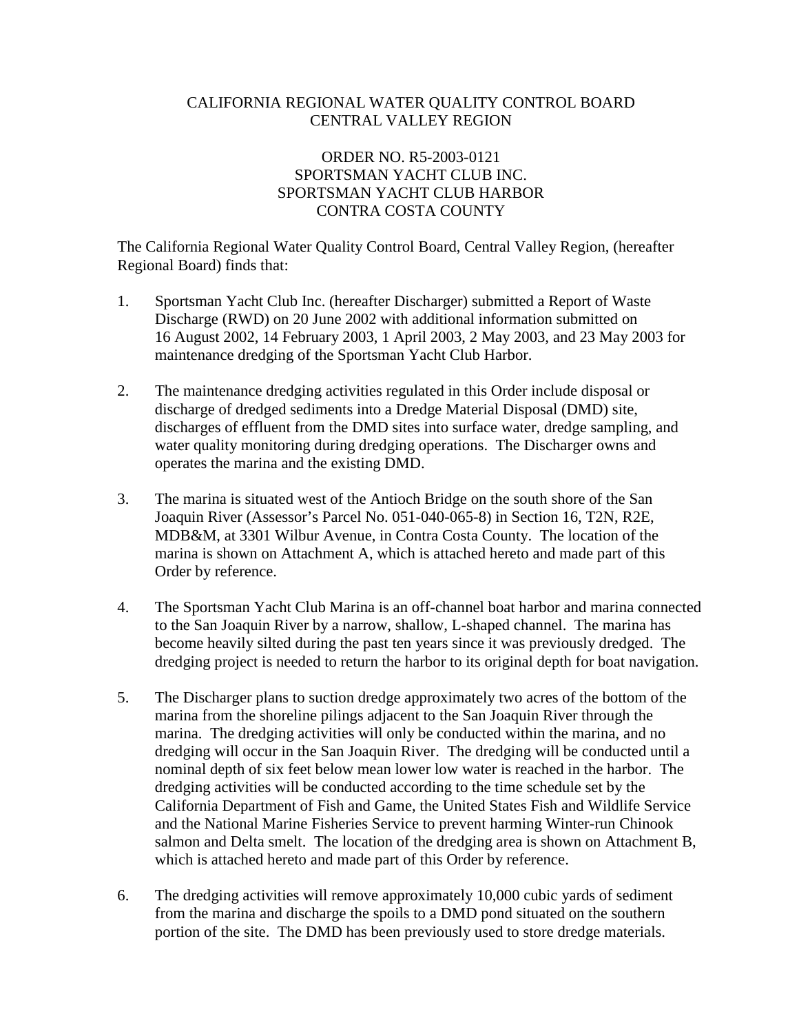CALIFORNIA REGIONAL WATER QUALITY CONTROL BOARD
CENTRAL VALLEY REGION

ORDER NO. R5-2003-0121
SPORTSMAN YACHT CLUB INC.
SPORTSMAN YACHT CLUB HARBOR
CONTRA COSTA COUNTY

The California Regional Water Quality Control Board, Central Valley Region, (hereafter Regional Board) finds that:

1. Sportsman Yacht Club Inc. (hereafter Discharger) submitted a Report of Waste Discharge (RWD) on 20 June 2002 with additional information submitted on 16 August 2002, 14 February 2003, 1 April 2003, 2 May 2003, and 23 May 2003 for maintenance dredging of the Sportsman Yacht Club Harbor.

2. The maintenance dredging activities regulated in this Order include disposal or discharge of dredged sediments into a Dredge Material Disposal (DMD) site, discharges of effluent from the DMD sites into surface water, dredge sampling, and water quality monitoring during dredging operations. The Discharger owns and operates the marina and the existing DMD.

3. The marina is situated west of the Antioch Bridge on the south shore of the San Joaquin River (Assessor's Parcel No. 051-040-065-8) in Section 16, T2N, R2E, MDB&M, at 3301 Wilbur Avenue, in Contra Costa County. The location of the marina is shown on Attachment A, which is attached hereto and made part of this Order by reference.

4. The Sportsman Yacht Club Marina is an off-channel boat harbor and marina connected to the San Joaquin River by a narrow, shallow, L-shaped channel. The marina has become heavily silted during the past ten years since it was previously dredged. The dredging project is needed to return the harbor to its original depth for boat navigation.

5. The Discharger plans to suction dredge approximately two acres of the bottom of the marina from the shoreline pilings adjacent to the San Joaquin River through the marina. The dredging activities will only be conducted within the marina, and no dredging will occur in the San Joaquin River. The dredging will be conducted until a nominal depth of six feet below mean lower low water is reached in the harbor. The dredging activities will be conducted according to the time schedule set by the California Department of Fish and Game, the United States Fish and Wildlife Service and the National Marine Fisheries Service to prevent harming Winter-run Chinook salmon and Delta smelt. The location of the dredging area is shown on Attachment B, which is attached hereto and made part of this Order by reference.

6. The dredging activities will remove approximately 10,000 cubic yards of sediment from the marina and discharge the spoils to a DMD pond situated on the southern portion of the site. The DMD has been previously used to store dredge materials.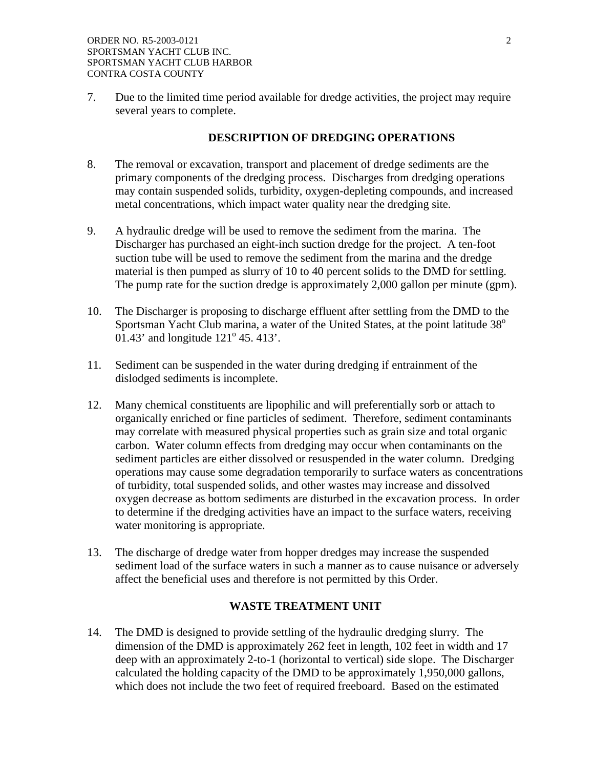7. Due to the limited time period available for dredge activities, the project may require several years to complete.

## DESCRIPTION OF DREDGING OPERATIONS

8. The removal or excavation, transport and placement of dredge sediments are the primary components of the dredging process. Discharges from dredging operations may contain suspended solids, turbidity, oxygen-depleting compounds, and increased metal concentrations, which impact water quality near the dredging site.

9. A hydraulic dredge will be used to remove the sediment from the marina. The Discharger has purchased an eight-inch suction dredge for the project. A ten-foot suction tube will be used to remove the sediment from the marina and the dredge material is then pumped as slurry of 10 to 40 percent solids to the DMD for settling. The pump rate for the suction dredge is approximately 2,000 gallon per minute (gpm).

10. The Discharger is proposing to discharge effluent after settling from the DMD to the Sportsman Yacht Club marina, a water of the United States, at the point latitude 38$^o$ 01.43' and longitude 121$^o$ 45. 413'.

11. Sediment can be suspended in the water during dredging if entrainment of the dislodged sediments is incomplete.

12. Many chemical constituents are lipophilic and will preferentially sorb or attach to organically enriched or fine particles of sediment. Therefore, sediment contaminants may correlate with measured physical properties such as grain size and total organic carbon. Water column effects from dredging may occur when contaminants on the sediment particles are either dissolved or resuspended in the water column. Dredging operations may cause some degradation temporarily to surface waters as concentrations of turbidity, total suspended solids, and other wastes may increase and dissolved oxygen decrease as bottom sediments are disturbed in the excavation process. In order to determine if the dredging activities have an impact to the surface waters, receiving water monitoring is appropriate.

13. The discharge of dredge water from hopper dredges may increase the suspended sediment load of the surface waters in such a manner as to cause nuisance or adversely affect the beneficial uses and therefore is not permitted by this Order.

## WASTE TREATMENT UNIT

14. The DMD is designed to provide settling of the hydraulic dredging slurry. The dimension of the DMD is approximately 262 feet in length, 102 feet in width and 17 deep with an approximately 2-to-1 (horizontal to vertical) side slope. The Discharger calculated the holding capacity of the DMD to be approximately 1,950,000 gallons, which does not include the two feet of required freeboard. Based on the estimated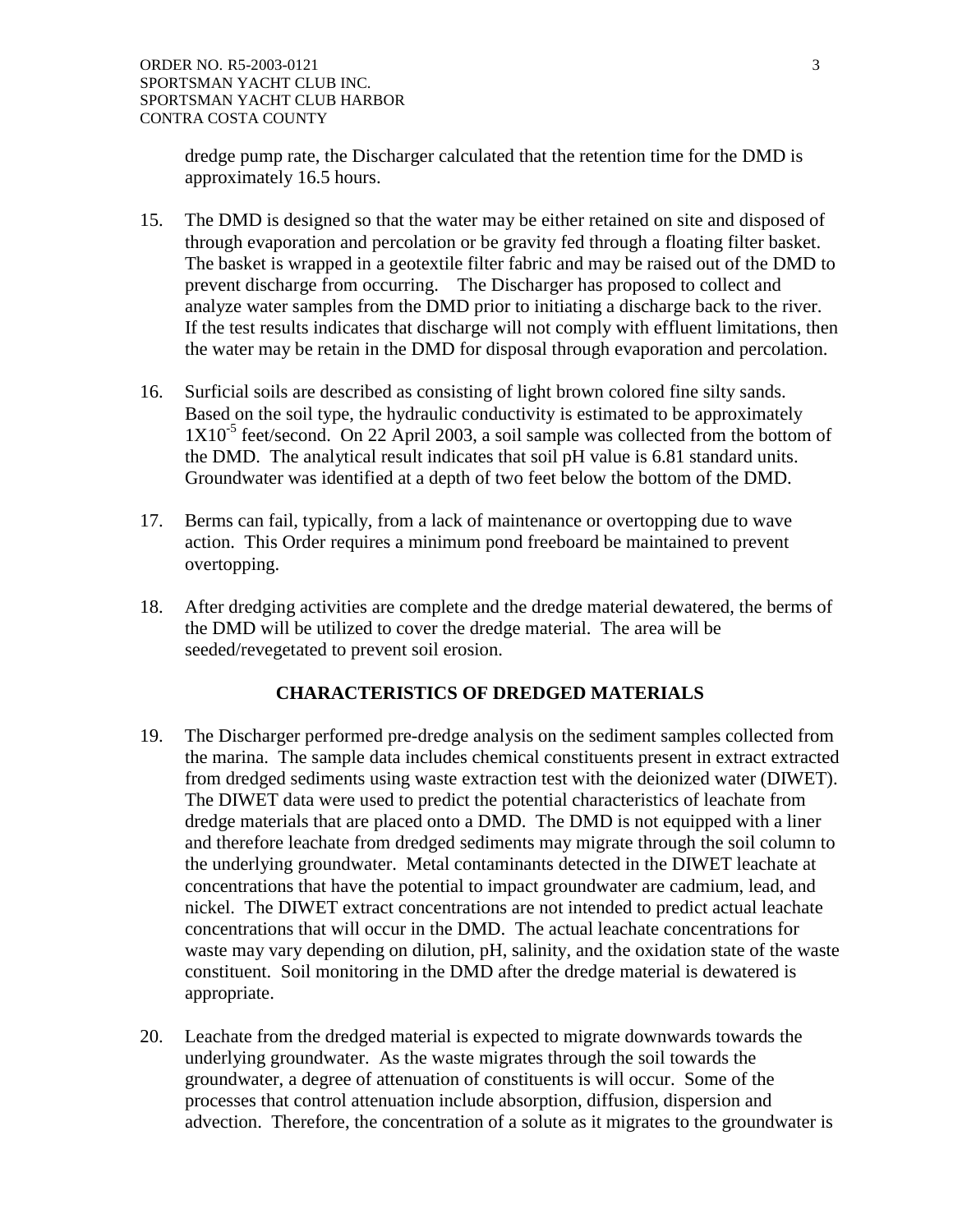dredge pump rate, the Discharger calculated that the retention time for the DMD is approximately 16.5 hours.

15. The DMD is designed so that the water may be either retained on site and disposed of through evaporation and percolation or be gravity fed through a floating filter basket. The basket is wrapped in a geotextile filter fabric and may be raised out of the DMD to prevent discharge from occurring. The Discharger has proposed to collect and analyze water samples from the DMD prior to initiating a discharge back to the river. If the test results indicates that discharge will not comply with effluent limitations, then the water may be retain in the DMD for disposal through evaporation and percolation.

16. Surficial soils are described as consisting of light brown colored fine silty sands. Based on the soil type, the hydraulic conductivity is estimated to be approximately $1X10^{-5}$ feet/second. On 22 April 2003, a soil sample was collected from the bottom of the DMD. The analytical result indicates that soil pH value is 6.81 standard units. Groundwater was identified at a depth of two feet below the bottom of the DMD.

17. Berms can fail, typically, from a lack of maintenance or overtopping due to wave action. This Order requires a minimum pond freeboard be maintained to prevent overtopping.

18. After dredging activities are complete and the dredge material dewatered, the berms of the DMD will be utilized to cover the dredge material. The area will be seeded/revegetated to prevent soil erosion.

## CHARACTERISTICS OF DREDGED MATERIALS

19. The Discharger performed pre-dredge analysis on the sediment samples collected from the marina. The sample data includes chemical constituents present in extract extracted from dredged sediments using waste extraction test with the deionized water (DIWET). The DIWET data were used to predict the potential characteristics of leachate from dredge materials that are placed onto a DMD. The DMD is not equipped with a liner and therefore leachate from dredged sediments may migrate through the soil column to the underlying groundwater. Metal contaminants detected in the DIWET leachate at concentrations that have the potential to impact groundwater are cadmium, lead, and nickel. The DIWET extract concentrations are not intended to predict actual leachate concentrations that will occur in the DMD. The actual leachate concentrations for waste may vary depending on dilution, pH, salinity, and the oxidation state of the waste constituent. Soil monitoring in the DMD after the dredge material is dewatered is appropriate.

20. Leachate from the dredged material is expected to migrate downwards towards the underlying groundwater. As the waste migrates through the soil towards the groundwater, a degree of attenuation of constituents is will occur. Some of the processes that control attenuation include absorption, diffusion, dispersion and advection. Therefore, the concentration of a solute as it migrates to the groundwater is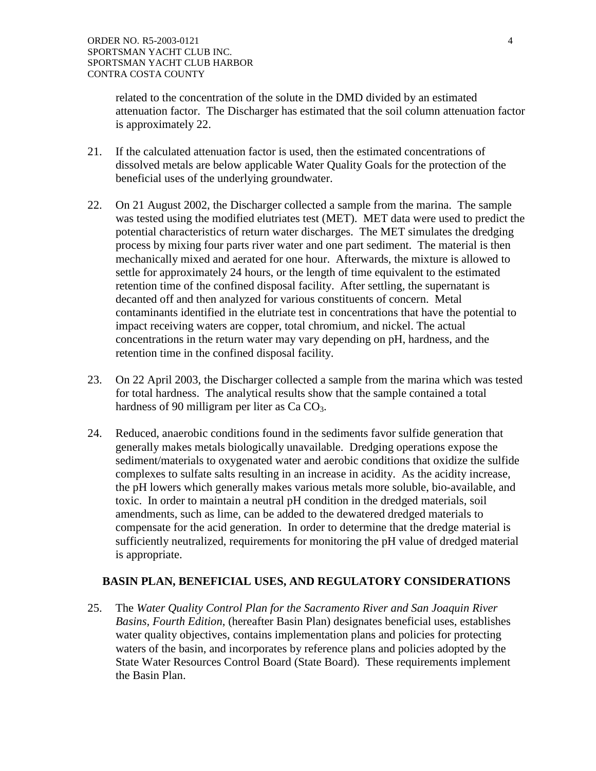related to the concentration of the solute in the DMD divided by an estimated attenuation factor. The Discharger has estimated that the soil column attenuation factor is approximately 22.

21. If the calculated attenuation factor is used, then the estimated concentrations of dissolved metals are below applicable Water Quality Goals for the protection of the beneficial uses of the underlying groundwater.

22. On 21 August 2002, the Discharger collected a sample from the marina. The sample was tested using the modified elutriates test (MET). MET data were used to predict the potential characteristics of return water discharges. The MET simulates the dredging process by mixing four parts river water and one part sediment. The material is then mechanically mixed and aerated for one hour. Afterwards, the mixture is allowed to settle for approximately 24 hours, or the length of time equivalent to the estimated retention time of the confined disposal facility. After settling, the supernatant is decanted off and then analyzed for various constituents of concern. Metal contaminants identified in the elutriate test in concentrations that have the potential to impact receiving waters are copper, total chromium, and nickel. The actual concentrations in the return water may vary depending on pH, hardness, and the retention time in the confined disposal facility.

23. On 22 April 2003, the Discharger collected a sample from the marina which was tested for total hardness. The analytical results show that the sample contained a total hardness of 90 milligram per liter as $Ca\ CO_3$.

24. Reduced, anaerobic conditions found in the sediments favor sulfide generation that generally makes metals biologically unavailable. Dredging operations expose the sediment/materials to oxygenated water and aerobic conditions that oxidize the sulfide complexes to sulfate salts resulting in an increase in acidity. As the acidity increase, the pH lowers which generally makes various metals more soluble, bio-available, and toxic. In order to maintain a neutral pH condition in the dredged materials, soil amendments, such as lime, can be added to the dewatered dredged materials to compensate for the acid generation. In order to determine that the dredge material is sufficiently neutralized, requirements for monitoring the pH value of dredged material is appropriate.

## BASIN PLAN, BENEFICIAL USES, AND REGULATORY CONSIDERATIONS

25. The *Water Quality Control Plan for the Sacramento River and San Joaquin River Basins, Fourth Edition*, (hereafter Basin Plan) designates beneficial uses, establishes water quality objectives, contains implementation plans and policies for protecting waters of the basin, and incorporates by reference plans and policies adopted by the State Water Resources Control Board (State Board). These requirements implement the Basin Plan.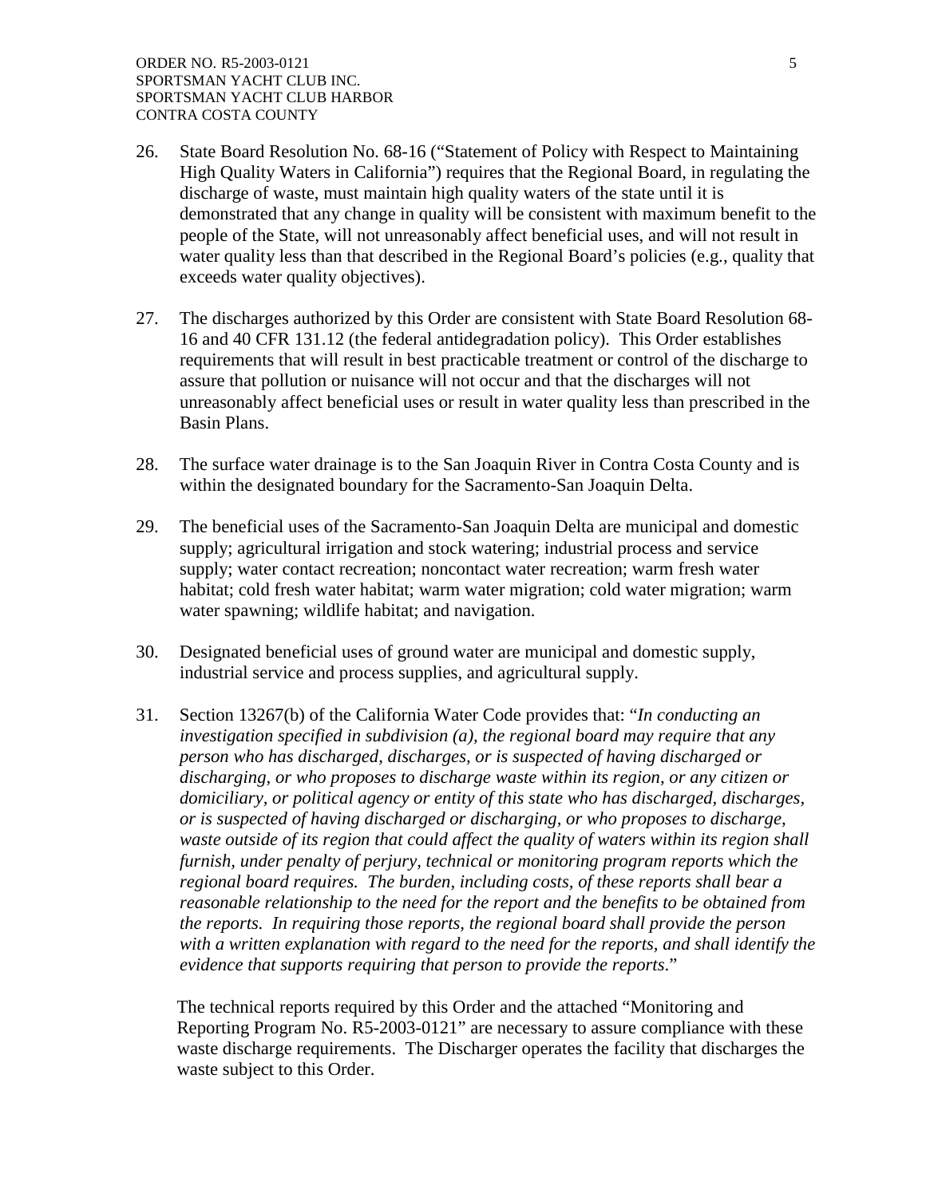26. State Board Resolution No. 68-16 ("Statement of Policy with Respect to Maintaining High Quality Waters in California") requires that the Regional Board, in regulating the discharge of waste, must maintain high quality waters of the state until it is demonstrated that any change in quality will be consistent with maximum benefit to the people of the State, will not unreasonably affect beneficial uses, and will not result in water quality less than that described in the Regional Board's policies (e.g., quality that exceeds water quality objectives).

27. The discharges authorized by this Order are consistent with State Board Resolution 68-16 and 40 CFR 131.12 (the federal antidegradation policy). This Order establishes requirements that will result in best practicable treatment or control of the discharge to assure that pollution or nuisance will not occur and that the discharges will not unreasonably affect beneficial uses or result in water quality less than prescribed in the Basin Plans.

28. The surface water drainage is to the San Joaquin River in Contra Costa County and is within the designated boundary for the Sacramento-San Joaquin Delta.

29. The beneficial uses of the Sacramento-San Joaquin Delta are municipal and domestic supply; agricultural irrigation and stock watering; industrial process and service supply; water contact recreation; noncontact water recreation; warm fresh water habitat; cold fresh water habitat; warm water migration; cold water migration; warm water spawning; wildlife habitat; and navigation.

30. Designated beneficial uses of ground water are municipal and domestic supply, industrial service and process supplies, and agricultural supply.

31. Section 13267(b) of the California Water Code provides that: "*In conducting an investigation specified in subdivision (a), the regional board may require that any person who has discharged, discharges, or is suspected of having discharged or discharging, or who proposes to discharge waste within its region, or any citizen or domiciliary, or political agency or entity of this state who has discharged, discharges, or is suspected of having discharged or discharging, or who proposes to discharge, waste outside of its region that could affect the quality of waters within its region shall furnish, under penalty of perjury, technical or monitoring program reports which the regional board requires. The burden, including costs, of these reports shall bear a reasonable relationship to the need for the report and the benefits to be obtained from the reports. In requiring those reports, the regional board shall provide the person with a written explanation with regard to the need for the reports, and shall identify the evidence that supports requiring that person to provide the reports*."

    The technical reports required by this Order and the attached "Monitoring and Reporting Program No. R5-2003-0121" are necessary to assure compliance with these waste discharge requirements. The Discharger operates the facility that discharges the waste subject to this Order.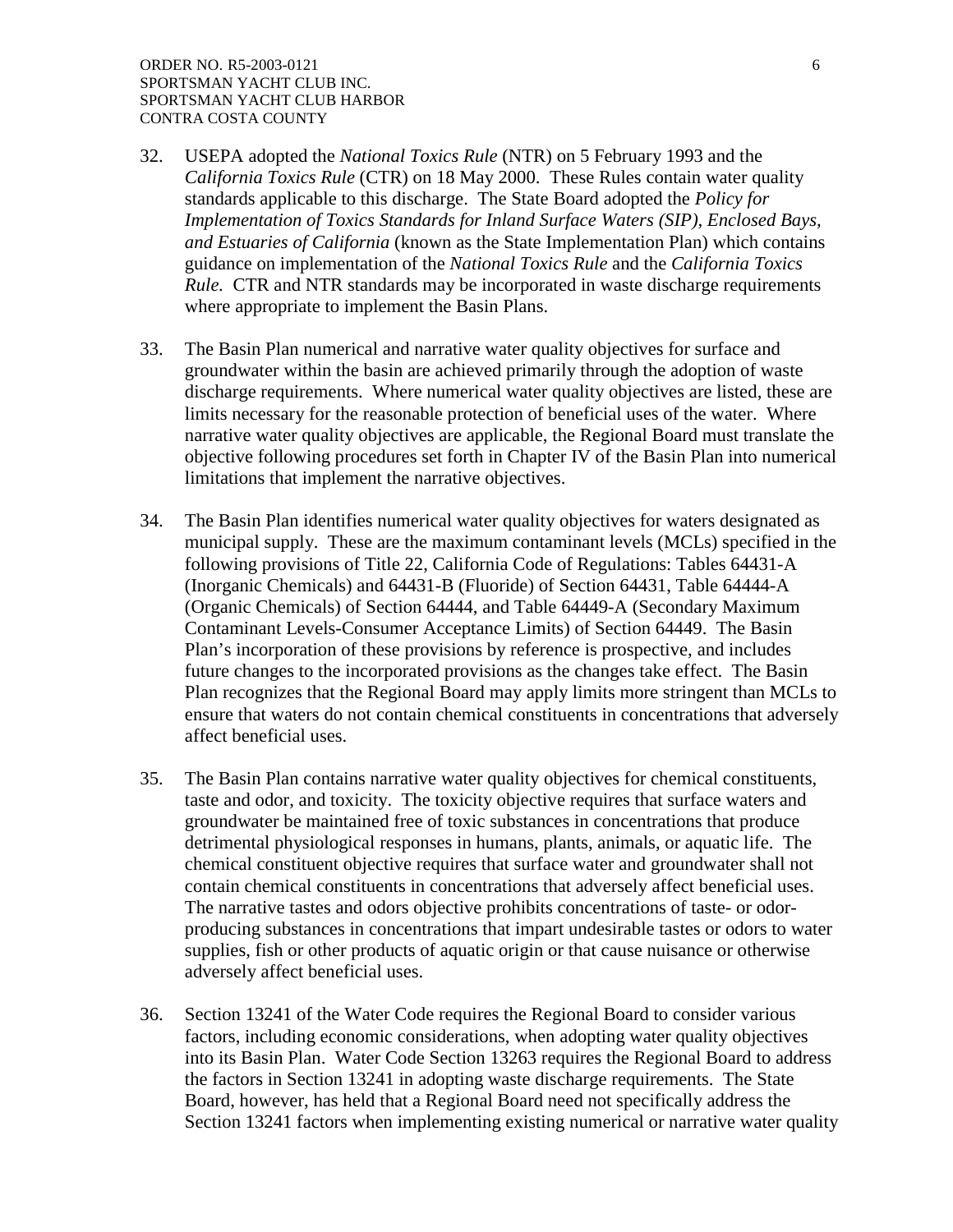32. USEPA adopted the *National Toxics Rule* (NTR) on 5 February 1993 and the *California Toxics Rule* (CTR) on 18 May 2000. These Rules contain water quality standards applicable to this discharge. The State Board adopted the *Policy for Implementation of Toxics Standards for Inland Surface Waters (SIP), Enclosed Bays, and Estuaries of California* (known as the State Implementation Plan) which contains guidance on implementation of the *National Toxics Rule* and the *California Toxics Rule.* CTR and NTR standards may be incorporated in waste discharge requirements where appropriate to implement the Basin Plans.

33. The Basin Plan numerical and narrative water quality objectives for surface and groundwater within the basin are achieved primarily through the adoption of waste discharge requirements. Where numerical water quality objectives are listed, these are limits necessary for the reasonable protection of beneficial uses of the water. Where narrative water quality objectives are applicable, the Regional Board must translate the objective following procedures set forth in Chapter IV of the Basin Plan into numerical limitations that implement the narrative objectives.

34. The Basin Plan identifies numerical water quality objectives for waters designated as municipal supply. These are the maximum contaminant levels (MCLs) specified in the following provisions of Title 22, California Code of Regulations: Tables 64431-A (Inorganic Chemicals) and 64431-B (Fluoride) of Section 64431, Table 64444-A (Organic Chemicals) of Section 64444, and Table 64449-A (Secondary Maximum Contaminant Levels-Consumer Acceptance Limits) of Section 64449. The Basin Plan's incorporation of these provisions by reference is prospective, and includes future changes to the incorporated provisions as the changes take effect. The Basin Plan recognizes that the Regional Board may apply limits more stringent than MCLs to ensure that waters do not contain chemical constituents in concentrations that adversely affect beneficial uses.

35. The Basin Plan contains narrative water quality objectives for chemical constituents, taste and odor, and toxicity. The toxicity objective requires that surface waters and groundwater be maintained free of toxic substances in concentrations that produce detrimental physiological responses in humans, plants, animals, or aquatic life. The chemical constituent objective requires that surface water and groundwater shall not contain chemical constituents in concentrations that adversely affect beneficial uses. The narrative tastes and odors objective prohibits concentrations of taste- or odor-producing substances in concentrations that impart undesirable tastes or odors to water supplies, fish or other products of aquatic origin or that cause nuisance or otherwise adversely affect beneficial uses.

36. Section 13241 of the Water Code requires the Regional Board to consider various factors, including economic considerations, when adopting water quality objectives into its Basin Plan. Water Code Section 13263 requires the Regional Board to address the factors in Section 13241 in adopting waste discharge requirements. The State Board, however, has held that a Regional Board need not specifically address the Section 13241 factors when implementing existing numerical or narrative water quality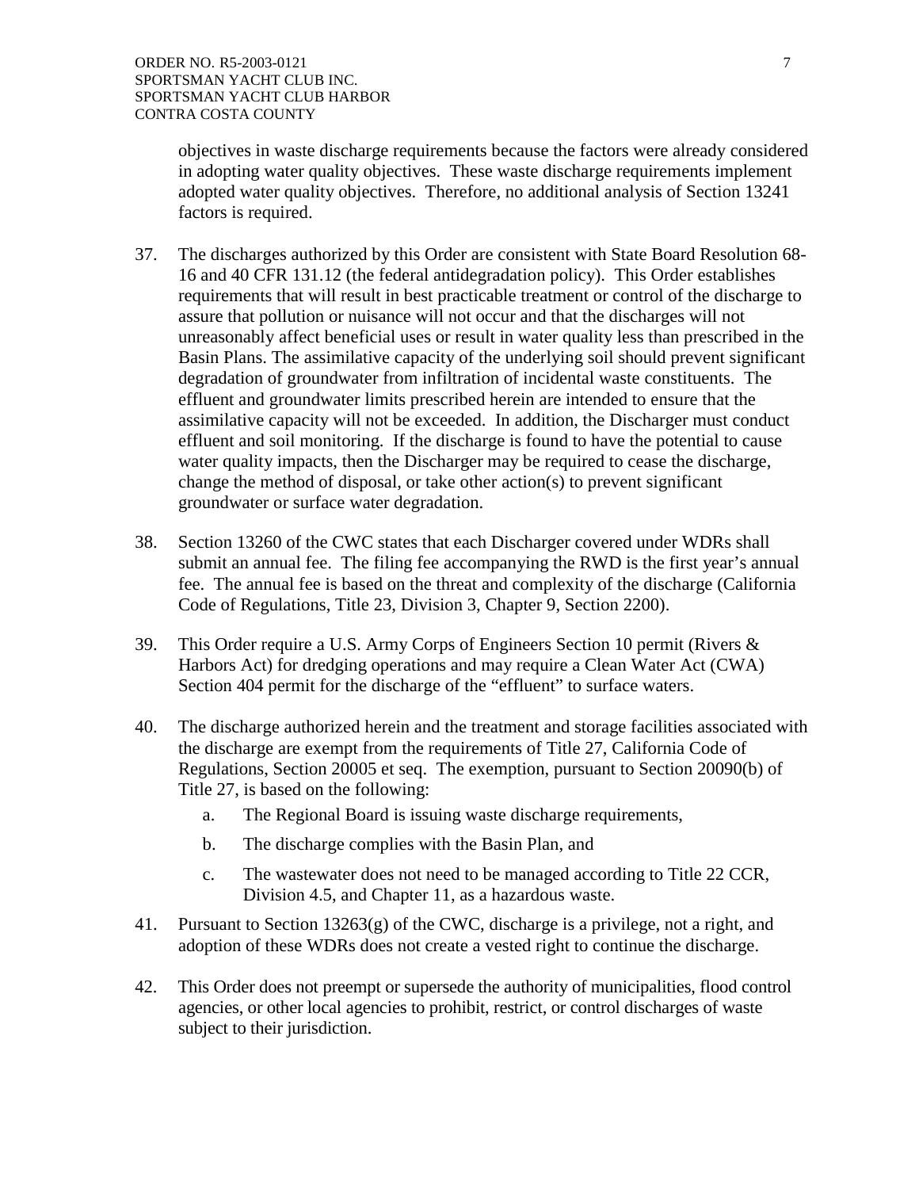objectives in waste discharge requirements because the factors were already considered in adopting water quality objectives. These waste discharge requirements implement adopted water quality objectives. Therefore, no additional analysis of Section 13241 factors is required.

37. The discharges authorized by this Order are consistent with State Board Resolution 68-16 and 40 CFR 131.12 (the federal antidegradation policy). This Order establishes requirements that will result in best practicable treatment or control of the discharge to assure that pollution or nuisance will not occur and that the discharges will not unreasonably affect beneficial uses or result in water quality less than prescribed in the Basin Plans. The assimilative capacity of the underlying soil should prevent significant degradation of groundwater from infiltration of incidental waste constituents. The effluent and groundwater limits prescribed herein are intended to ensure that the assimilative capacity will not be exceeded. In addition, the Discharger must conduct effluent and soil monitoring. If the discharge is found to have the potential to cause water quality impacts, then the Discharger may be required to cease the discharge, change the method of disposal, or take other action(s) to prevent significant groundwater or surface water degradation.

38. Section 13260 of the CWC states that each Discharger covered under WDRs shall submit an annual fee. The filing fee accompanying the RWD is the first year's annual fee. The annual fee is based on the threat and complexity of the discharge (California Code of Regulations, Title 23, Division 3, Chapter 9, Section 2200).

39. This Order require a U.S. Army Corps of Engineers Section 10 permit (Rivers & Harbors Act) for dredging operations and may require a Clean Water Act (CWA) Section 404 permit for the discharge of the "effluent" to surface waters.

40. The discharge authorized herein and the treatment and storage facilities associated with the discharge are exempt from the requirements of Title 27, California Code of Regulations, Section 20005 et seq. The exemption, pursuant to Section 20090(b) of Title 27, is based on the following:

    a. The Regional Board is issuing waste discharge requirements,

    b. The discharge complies with the Basin Plan, and

    c. The wastewater does not need to be managed according to Title 22 CCR, Division 4.5, and Chapter 11, as a hazardous waste.

41. Pursuant to Section 13263(g) of the CWC, discharge is a privilege, not a right, and adoption of these WDRs does not create a vested right to continue the discharge.

42. This Order does not preempt or supersede the authority of municipalities, flood control agencies, or other local agencies to prohibit, restrict, or control discharges of waste subject to their jurisdiction.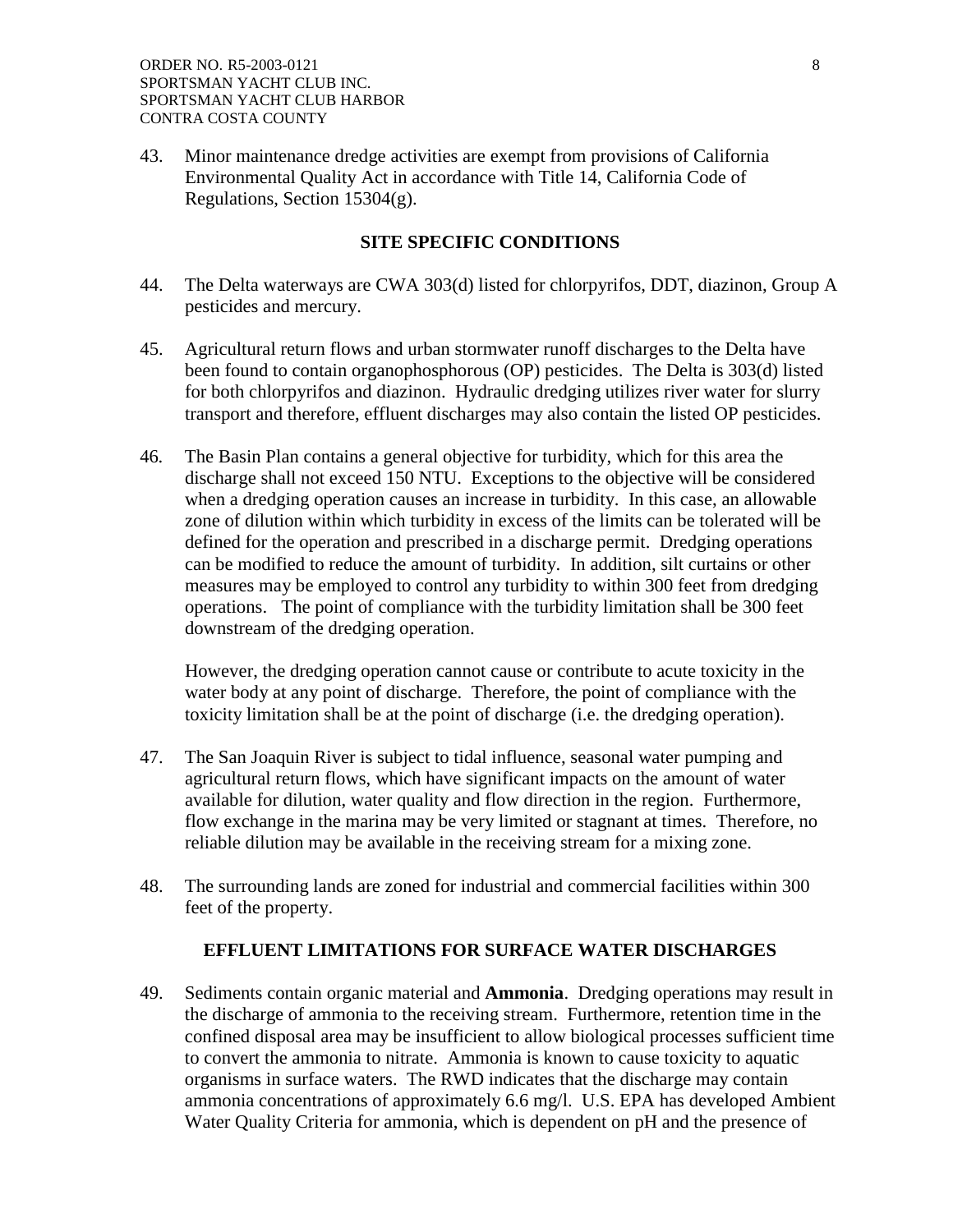43. Minor maintenance dredge activities are exempt from provisions of California Environmental Quality Act in accordance with Title 14, California Code of Regulations, Section 15304(g).

## SITE SPECIFIC CONDITIONS

44. The Delta waterways are CWA 303(d) listed for chlorpyrifos, DDT, diazinon, Group A pesticides and mercury.

45. Agricultural return flows and urban stormwater runoff discharges to the Delta have been found to contain organophosphorous (OP) pesticides. The Delta is 303(d) listed for both chlorpyrifos and diazinon. Hydraulic dredging utilizes river water for slurry transport and therefore, effluent discharges may also contain the listed OP pesticides.

46. The Basin Plan contains a general objective for turbidity, which for this area the discharge shall not exceed 150 NTU. Exceptions to the objective will be considered when a dredging operation causes an increase in turbidity. In this case, an allowable zone of dilution within which turbidity in excess of the limits can be tolerated will be defined for the operation and prescribed in a discharge permit. Dredging operations can be modified to reduce the amount of turbidity. In addition, silt curtains or other measures may be employed to control any turbidity to within 300 feet from dredging operations. The point of compliance with the turbidity limitation shall be 300 feet downstream of the dredging operation.

    However, the dredging operation cannot cause or contribute to acute toxicity in the water body at any point of discharge. Therefore, the point of compliance with the toxicity limitation shall be at the point of discharge (i.e. the dredging operation).

47. The San Joaquin River is subject to tidal influence, seasonal water pumping and agricultural return flows, which have significant impacts on the amount of water available for dilution, water quality and flow direction in the region. Furthermore, flow exchange in the marina may be very limited or stagnant at times. Therefore, no reliable dilution may be available in the receiving stream for a mixing zone.

48. The surrounding lands are zoned for industrial and commercial facilities within 300 feet of the property.

## EFFLUENT LIMITATIONS FOR SURFACE WATER DISCHARGES

49. Sediments contain organic material and **Ammonia**. Dredging operations may result in the discharge of ammonia to the receiving stream. Furthermore, retention time in the confined disposal area may be insufficient to allow biological processes sufficient time to convert the ammonia to nitrate. Ammonia is known to cause toxicity to aquatic organisms in surface waters. The RWD indicates that the discharge may contain ammonia concentrations of approximately 6.6 mg/l. U.S. EPA has developed Ambient Water Quality Criteria for ammonia, which is dependent on pH and the presence of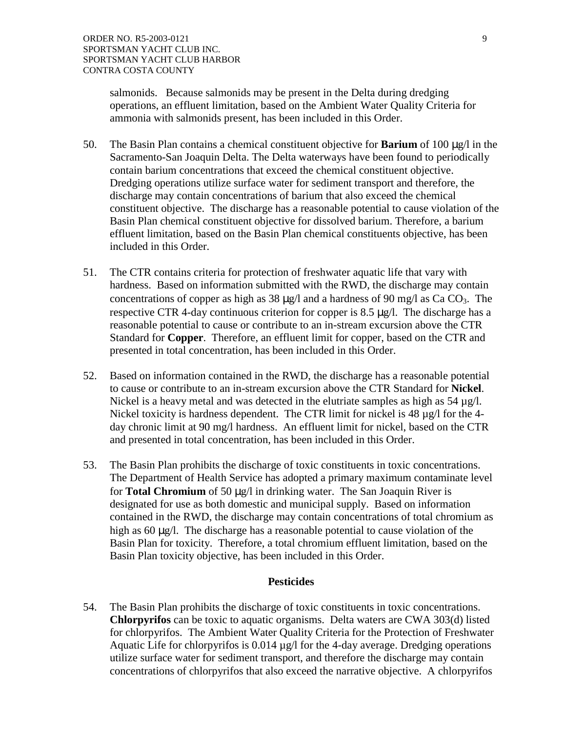salmonids. Because salmonids may be present in the Delta during dredging operations, an effluent limitation, based on the Ambient Water Quality Criteria for ammonia with salmonids present, has been included in this Order.

50. The Basin Plan contains a chemical constituent objective for **Barium** of 100 µg/l in the Sacramento-San Joaquin Delta. The Delta waterways have been found to periodically contain barium concentrations that exceed the chemical constituent objective. Dredging operations utilize surface water for sediment transport and therefore, the discharge may contain concentrations of barium that also exceed the chemical constituent objective. The discharge has a reasonable potential to cause violation of the Basin Plan chemical constituent objective for dissolved barium. Therefore, a barium effluent limitation, based on the Basin Plan chemical constituents objective, has been included in this Order.

51. The CTR contains criteria for protection of freshwater aquatic life that vary with hardness. Based on information submitted with the RWD, the discharge may contain concentrations of copper as high as 38 µg/l and a hardness of 90 mg/l as Ca $CO_3$. The respective CTR 4-day continuous criterion for copper is 8.5 µg/l. The discharge has a reasonable potential to cause or contribute to an in-stream excursion above the CTR Standard for **Copper**. Therefore, an effluent limit for copper, based on the CTR and presented in total concentration, has been included in this Order.

52. Based on information contained in the RWD, the discharge has a reasonable potential to cause or contribute to an in-stream excursion above the CTR Standard for **Nickel**. Nickel is a heavy metal and was detected in the elutriate samples as high as 54 µg/l. Nickel toxicity is hardness dependent. The CTR limit for nickel is 48 µg/l for the 4-day chronic limit at 90 mg/l hardness. An effluent limit for nickel, based on the CTR and presented in total concentration, has been included in this Order.

53. The Basin Plan prohibits the discharge of toxic constituents in toxic concentrations. The Department of Health Service has adopted a primary maximum contaminate level for **Total Chromium** of 50 µg/l in drinking water. The San Joaquin River is designated for use as both domestic and municipal supply. Based on information contained in the RWD, the discharge may contain concentrations of total chromium as high as 60 µg/l. The discharge has a reasonable potential to cause violation of the Basin Plan for toxicity. Therefore, a total chromium effluent limitation, based on the Basin Plan toxicity objective, has been included in this Order.

## Pesticides

54. The Basin Plan prohibits the discharge of toxic constituents in toxic concentrations. **Chlorpyrifos** can be toxic to aquatic organisms. Delta waters are CWA 303(d) listed for chlorpyrifos. The Ambient Water Quality Criteria for the Protection of Freshwater Aquatic Life for chlorpyrifos is 0.014 µg/l for the 4-day average. Dredging operations utilize surface water for sediment transport, and therefore the discharge may contain concentrations of chlorpyrifos that also exceed the narrative objective. A chlorpyrifos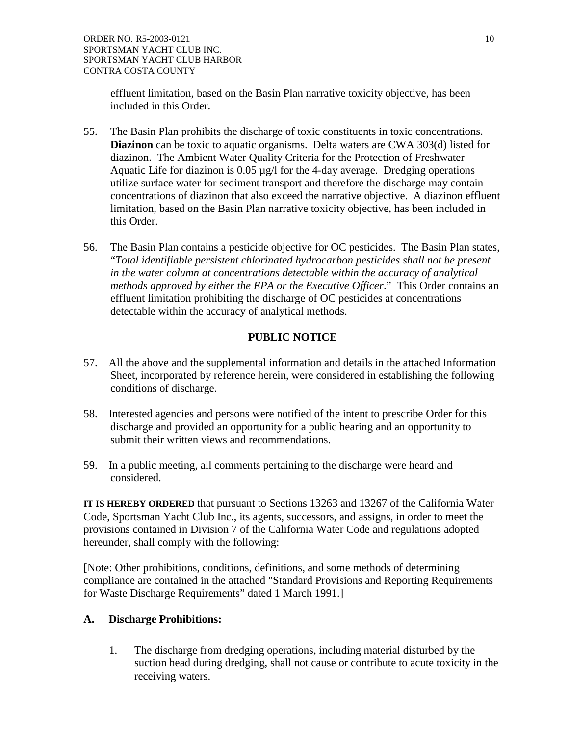effluent limitation, based on the Basin Plan narrative toxicity objective, has been included in this Order.

55. The Basin Plan prohibits the discharge of toxic constituents in toxic concentrations. **Diazinon** can be toxic to aquatic organisms. Delta waters are CWA 303(d) listed for diazinon. The Ambient Water Quality Criteria for the Protection of Freshwater Aquatic Life for diazinon is 0.05 µg/l for the 4-day average. Dredging operations utilize surface water for sediment transport and therefore the discharge may contain concentrations of diazinon that also exceed the narrative objective. A diazinon effluent limitation, based on the Basin Plan narrative toxicity objective, has been included in this Order.

56. The Basin Plan contains a pesticide objective for OC pesticides. The Basin Plan states, "*Total identifiable persistent chlorinated hydrocarbon pesticides shall not be present in the water column at concentrations detectable within the accuracy of analytical methods approved by either the EPA or the Executive Officer*." This Order contains an effluent limitation prohibiting the discharge of OC pesticides at concentrations detectable within the accuracy of analytical methods.

## PUBLIC NOTICE

57. All the above and the supplemental information and details in the attached Information Sheet, incorporated by reference herein, were considered in establishing the following conditions of discharge.

58. Interested agencies and persons were notified of the intent to prescribe Order for this discharge and provided an opportunity for a public hearing and an opportunity to submit their written views and recommendations.

59. In a public meeting, all comments pertaining to the discharge were heard and considered.

**IT IS HEREBY ORDERED** that pursuant to Sections 13263 and 13267 of the California Water Code, Sportsman Yacht Club Inc., its agents, successors, and assigns, in order to meet the provisions contained in Division 7 of the California Water Code and regulations adopted hereunder, shall comply with the following:

[Note: Other prohibitions, conditions, definitions, and some methods of determining compliance are contained in the attached "Standard Provisions and Reporting Requirements for Waste Discharge Requirements" dated 1 March 1991.]

### A. Discharge Prohibitions:

1. The discharge from dredging operations, including material disturbed by the suction head during dredging, shall not cause or contribute to acute toxicity in the receiving waters.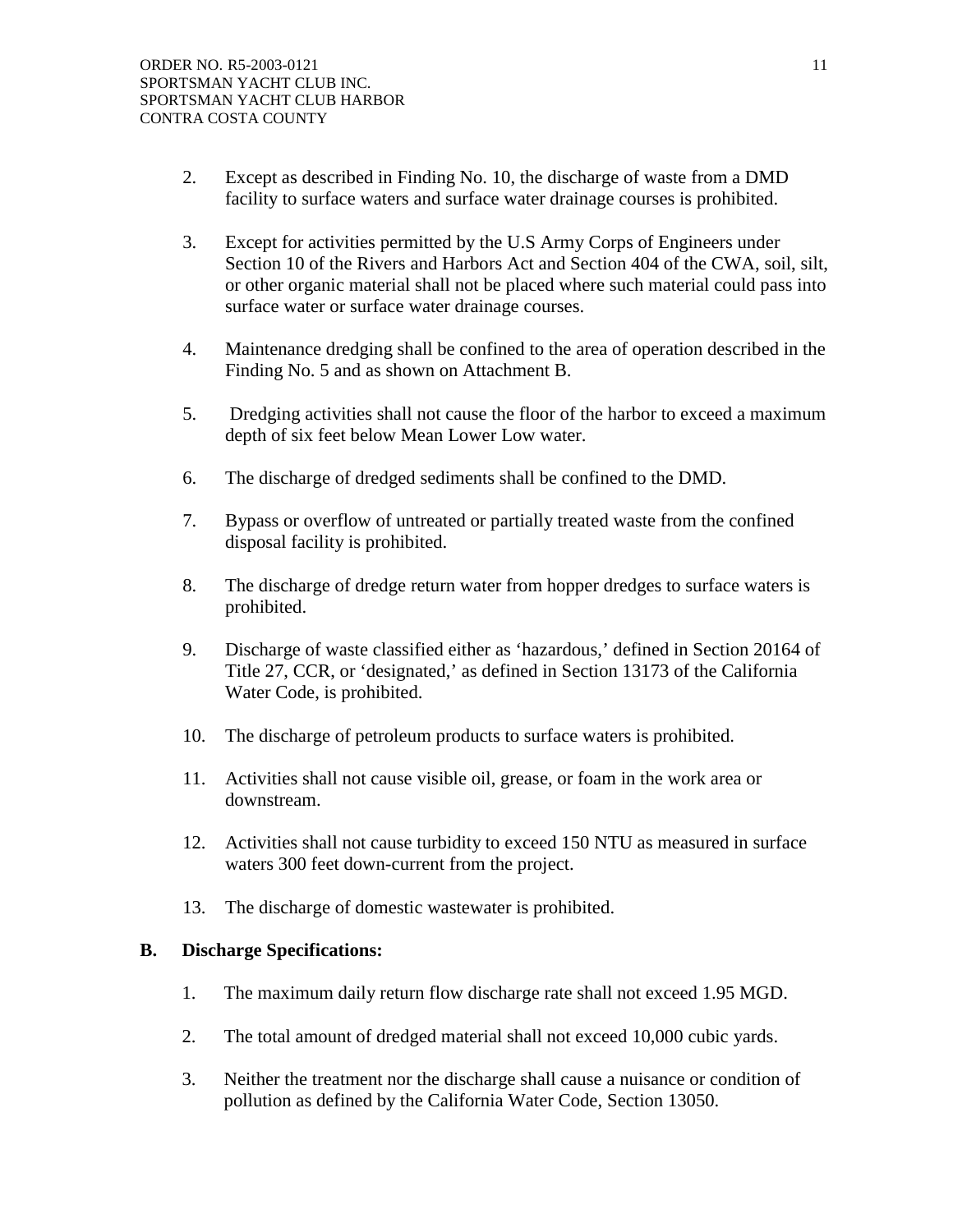2. Except as described in Finding No. 10, the discharge of waste from a DMD facility to surface waters and surface water drainage courses is prohibited.

3. Except for activities permitted by the U.S Army Corps of Engineers under Section 10 of the Rivers and Harbors Act and Section 404 of the CWA, soil, silt, or other organic material shall not be placed where such material could pass into surface water or surface water drainage courses.

4. Maintenance dredging shall be confined to the area of operation described in the Finding No. 5 and as shown on Attachment B.

5. Dredging activities shall not cause the floor of the harbor to exceed a maximum depth of six feet below Mean Lower Low water.

6. The discharge of dredged sediments shall be confined to the DMD.

7. Bypass or overflow of untreated or partially treated waste from the confined disposal facility is prohibited.

8. The discharge of dredge return water from hopper dredges to surface waters is prohibited.

9. Discharge of waste classified either as 'hazardous,' defined in Section 20164 of Title 27, CCR, or 'designated,' as defined in Section 13173 of the California Water Code, is prohibited.

10. The discharge of petroleum products to surface waters is prohibited.

11. Activities shall not cause visible oil, grease, or foam in the work area or downstream.

12. Activities shall not cause turbidity to exceed 150 NTU as measured in surface waters 300 feet down-current from the project.

13. The discharge of domestic wastewater is prohibited.

**B. Discharge Specifications:**

1. The maximum daily return flow discharge rate shall not exceed 1.95 MGD.

2. The total amount of dredged material shall not exceed 10,000 cubic yards.

3. Neither the treatment nor the discharge shall cause a nuisance or condition of pollution as defined by the California Water Code, Section 13050.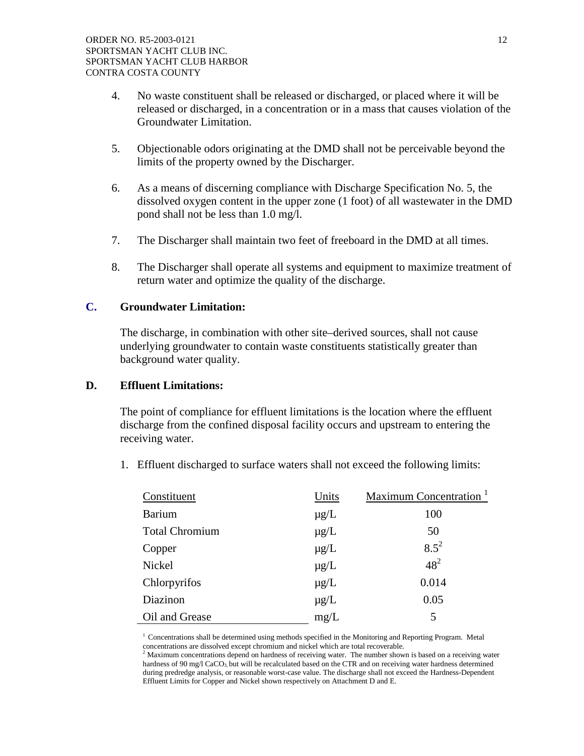4. No waste constituent shall be released or discharged, or placed where it will be released or discharged, in a concentration or in a mass that causes violation of the Groundwater Limitation.

5. Objectionable odors originating at the DMD shall not be perceivable beyond the limits of the property owned by the Discharger.

6. As a means of discerning compliance with Discharge Specification No. 5, the dissolved oxygen content in the upper zone (1 foot) of all wastewater in the DMD pond shall not be less than 1.0 mg/l.

7. The Discharger shall maintain two feet of freeboard in the DMD at all times.

8. The Discharger shall operate all systems and equipment to maximize treatment of return water and optimize the quality of the discharge.

## C. Groundwater Limitation:

The discharge, in combination with other site–derived sources, shall not cause underlying groundwater to contain waste constituents statistically greater than background water quality.

## D. Effluent Limitations:

The point of compliance for effluent limitations is the location where the effluent discharge from the confined disposal facility occurs and upstream to entering the receiving water.

1. Effluent discharged to surface waters shall not exceed the following limits:

| Constituent | Units | Maximum Concentration [1] |
|---|---|---|
| Barium | µg/L | 100 |
| Total Chromium | µg/L | 50 |
| Copper | µg/L | 8.5[2] |
| Nickel | µg/L | 48[2] |
| Chlorpyrifos | µg/L | 0.014 |
| Diazinon | µg/L | 0.05 |
| Oil and Grease | mg/L | 5 |

[1] Concentrations shall be determined using methods specified in the Monitoring and Reporting Program. Metal concentrations are dissolved except chromium and nickel which are total recoverable.

[2] Maximum concentrations depend on hardness of receiving water. The number shown is based on a receiving water hardness of 90 mg/l $CaCO_3$ but will be recalculated based on the CTR and on receiving water hardness determined during predredge analysis, or reasonable worst-case value. The discharge shall not exceed the Hardness-Dependent Effluent Limits for Copper and Nickel shown respectively on Attachment D and E.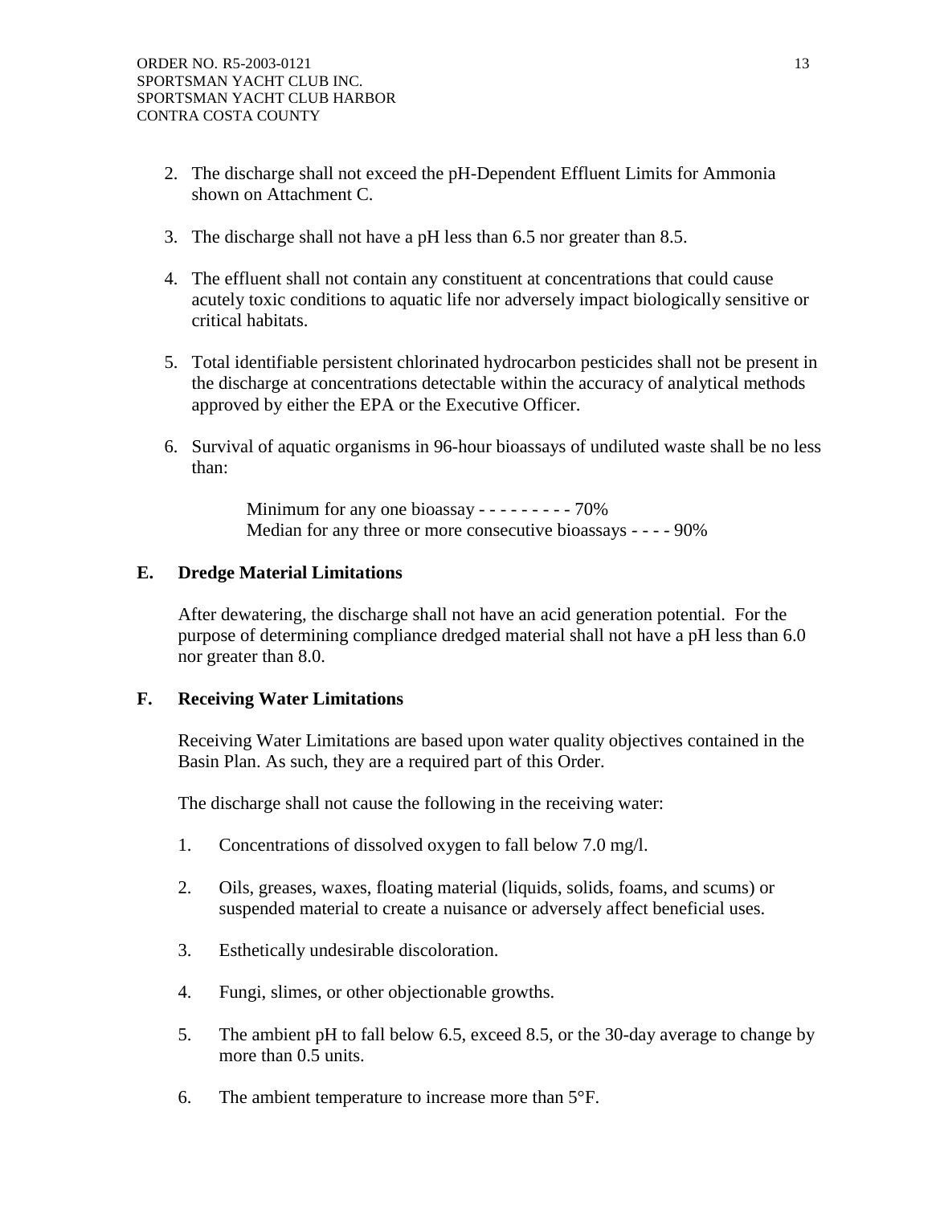2. The discharge shall not exceed the pH-Dependent Effluent Limits for Ammonia shown on Attachment C.

3. The discharge shall not have a pH less than 6.5 nor greater than 8.5.

4. The effluent shall not contain any constituent at concentrations that could cause acutely toxic conditions to aquatic life nor adversely impact biologically sensitive or critical habitats.

5. Total identifiable persistent chlorinated hydrocarbon pesticides shall not be present in the discharge at concentrations detectable within the accuracy of analytical methods approved by either the EPA or the Executive Officer.

6. Survival of aquatic organisms in 96-hour bioassays of undiluted waste shall be no less than:

   Minimum for any one bioassay - - - - - - - - - 70%
   Median for any three or more consecutive bioassays - - - - 90%

## E. Dredge Material Limitations

After dewatering, the discharge shall not have an acid generation potential. For the purpose of determining compliance dredged material shall not have a pH less than 6.0 nor greater than 8.0.

## F. Receiving Water Limitations

Receiving Water Limitations are based upon water quality objectives contained in the Basin Plan. As such, they are a required part of this Order.

The discharge shall not cause the following in the receiving water:

1. Concentrations of dissolved oxygen to fall below 7.0 mg/l.

2. Oils, greases, waxes, floating material (liquids, solids, foams, and scums) or suspended material to create a nuisance or adversely affect beneficial uses.

3. Esthetically undesirable discoloration.

4. Fungi, slimes, or other objectionable growths.

5. The ambient pH to fall below 6.5, exceed 8.5, or the 30-day average to change by more than 0.5 units.

6. The ambient temperature to increase more than 5°F.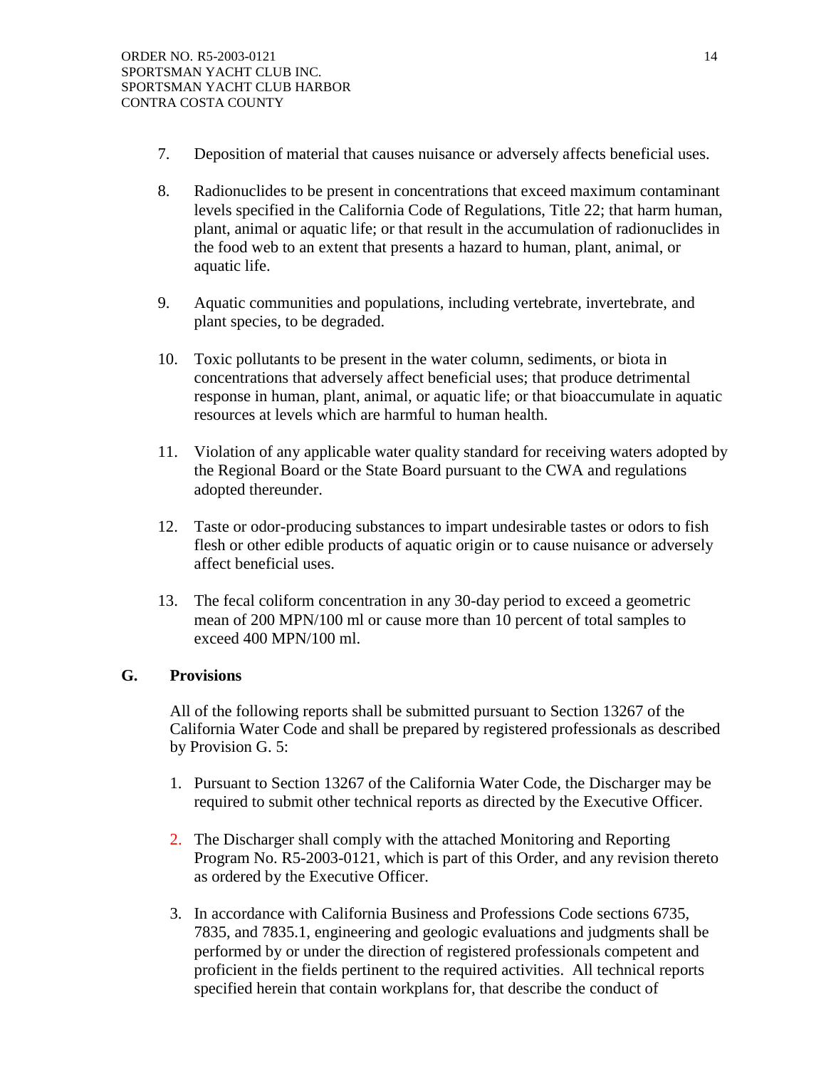7. Deposition of material that causes nuisance or adversely affects beneficial uses.

8. Radionuclides to be present in concentrations that exceed maximum contaminant levels specified in the California Code of Regulations, Title 22; that harm human, plant, animal or aquatic life; or that result in the accumulation of radionuclides in the food web to an extent that presents a hazard to human, plant, animal, or aquatic life.

9. Aquatic communities and populations, including vertebrate, invertebrate, and plant species, to be degraded.

10. Toxic pollutants to be present in the water column, sediments, or biota in concentrations that adversely affect beneficial uses; that produce detrimental response in human, plant, animal, or aquatic life; or that bioaccumulate in aquatic resources at levels which are harmful to human health.

11. Violation of any applicable water quality standard for receiving waters adopted by the Regional Board or the State Board pursuant to the CWA and regulations adopted thereunder.

12. Taste or odor-producing substances to impart undesirable tastes or odors to fish flesh or other edible products of aquatic origin or to cause nuisance or adversely affect beneficial uses.

13. The fecal coliform concentration in any 30-day period to exceed a geometric mean of 200 MPN/100 ml or cause more than 10 percent of total samples to exceed 400 MPN/100 ml.

## G. Provisions

All of the following reports shall be submitted pursuant to Section 13267 of the California Water Code and shall be prepared by registered professionals as described by Provision G. 5:

1. Pursuant to Section 13267 of the California Water Code, the Discharger may be required to submit other technical reports as directed by the Executive Officer.

2. The Discharger shall comply with the attached Monitoring and Reporting Program No. R5-2003-0121, which is part of this Order, and any revision thereto as ordered by the Executive Officer.

3. In accordance with California Business and Professions Code sections 6735, 7835, and 7835.1, engineering and geologic evaluations and judgments shall be performed by or under the direction of registered professionals competent and proficient in the fields pertinent to the required activities. All technical reports specified herein that contain workplans for, that describe the conduct of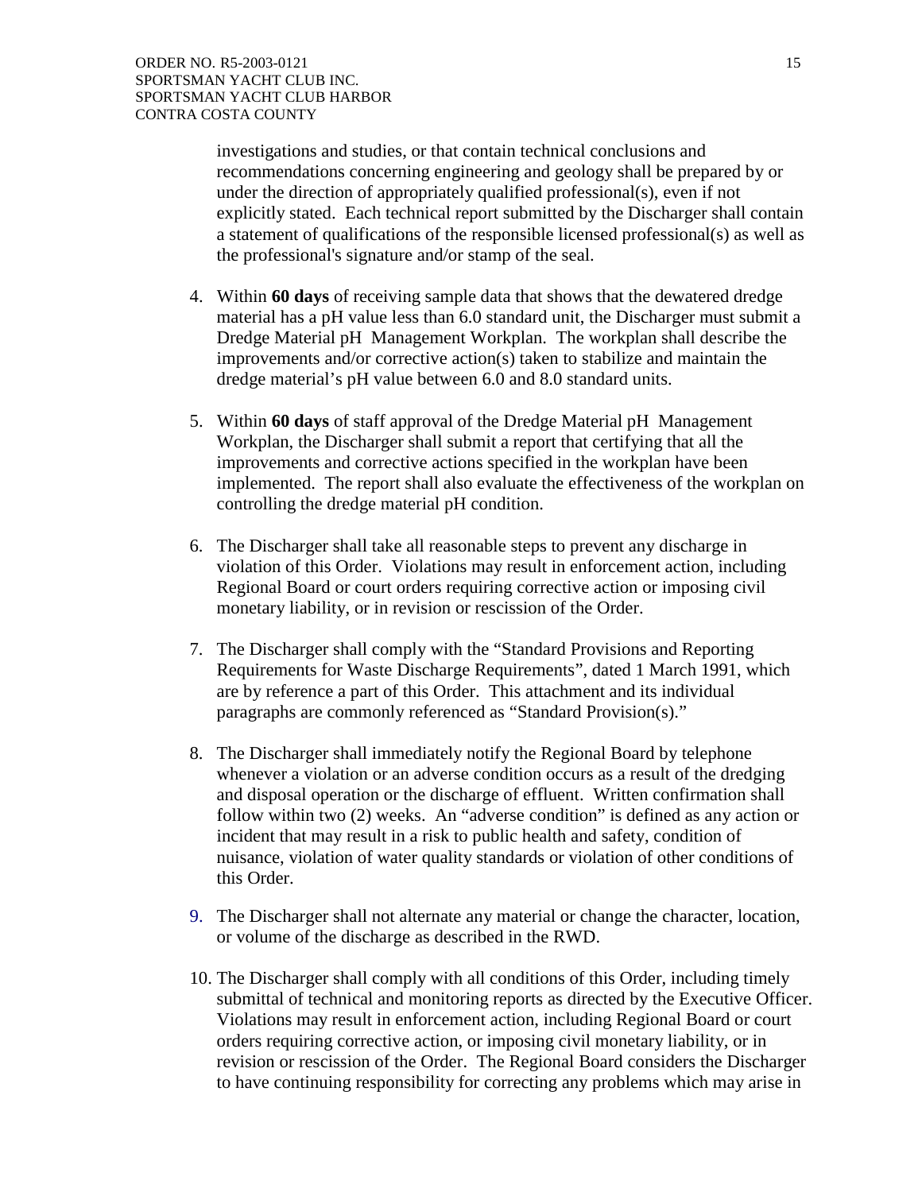investigations and studies, or that contain technical conclusions and recommendations concerning engineering and geology shall be prepared by or under the direction of appropriately qualified professional(s), even if not explicitly stated. Each technical report submitted by the Discharger shall contain a statement of qualifications of the responsible licensed professional(s) as well as the professional's signature and/or stamp of the seal.

4. Within **60 days** of receiving sample data that shows that the dewatered dredge material has a pH value less than 6.0 standard unit, the Discharger must submit a Dredge Material pH Management Workplan. The workplan shall describe the improvements and/or corrective action(s) taken to stabilize and maintain the dredge material's pH value between 6.0 and 8.0 standard units.

5. Within **60 days** of staff approval of the Dredge Material pH Management Workplan, the Discharger shall submit a report that certifying that all the improvements and corrective actions specified in the workplan have been implemented. The report shall also evaluate the effectiveness of the workplan on controlling the dredge material pH condition.

6. The Discharger shall take all reasonable steps to prevent any discharge in violation of this Order. Violations may result in enforcement action, including Regional Board or court orders requiring corrective action or imposing civil monetary liability, or in revision or rescission of the Order.

7. The Discharger shall comply with the "Standard Provisions and Reporting Requirements for Waste Discharge Requirements", dated 1 March 1991, which are by reference a part of this Order. This attachment and its individual paragraphs are commonly referenced as "Standard Provision(s)."

8. The Discharger shall immediately notify the Regional Board by telephone whenever a violation or an adverse condition occurs as a result of the dredging and disposal operation or the discharge of effluent. Written confirmation shall follow within two (2) weeks. An "adverse condition" is defined as any action or incident that may result in a risk to public health and safety, condition of nuisance, violation of water quality standards or violation of other conditions of this Order.

9. The Discharger shall not alternate any material or change the character, location, or volume of the discharge as described in the RWD.

10. The Discharger shall comply with all conditions of this Order, including timely submittal of technical and monitoring reports as directed by the Executive Officer. Violations may result in enforcement action, including Regional Board or court orders requiring corrective action, or imposing civil monetary liability, or in revision or rescission of the Order. The Regional Board considers the Discharger to have continuing responsibility for correcting any problems which may arise in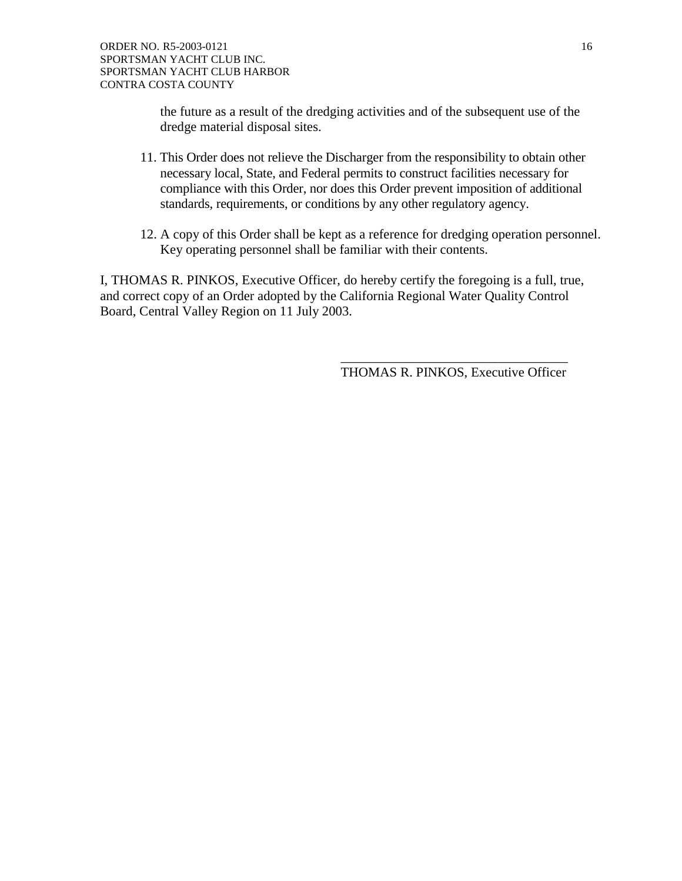the future as a result of the dredging activities and of the subsequent use of the dredge material disposal sites.

11. This Order does not relieve the Discharger from the responsibility to obtain other necessary local, State, and Federal permits to construct facilities necessary for compliance with this Order, nor does this Order prevent imposition of additional standards, requirements, or conditions by any other regulatory agency.

12. A copy of this Order shall be kept as a reference for dredging operation personnel. Key operating personnel shall be familiar with their contents.

I, THOMAS R. PINKOS, Executive Officer, do hereby certify the foregoing is a full, true, and correct copy of an Order adopted by the California Regional Water Quality Control Board, Central Valley Region on 11 July 2003.

\_\_\_\_\_\_\_\_\_\_\_\_\_\_\_\_\_\_\_\_\_\_\_\_\_\_\_\_\_\_\_\_\_\_

THOMAS R. PINKOS, Executive Officer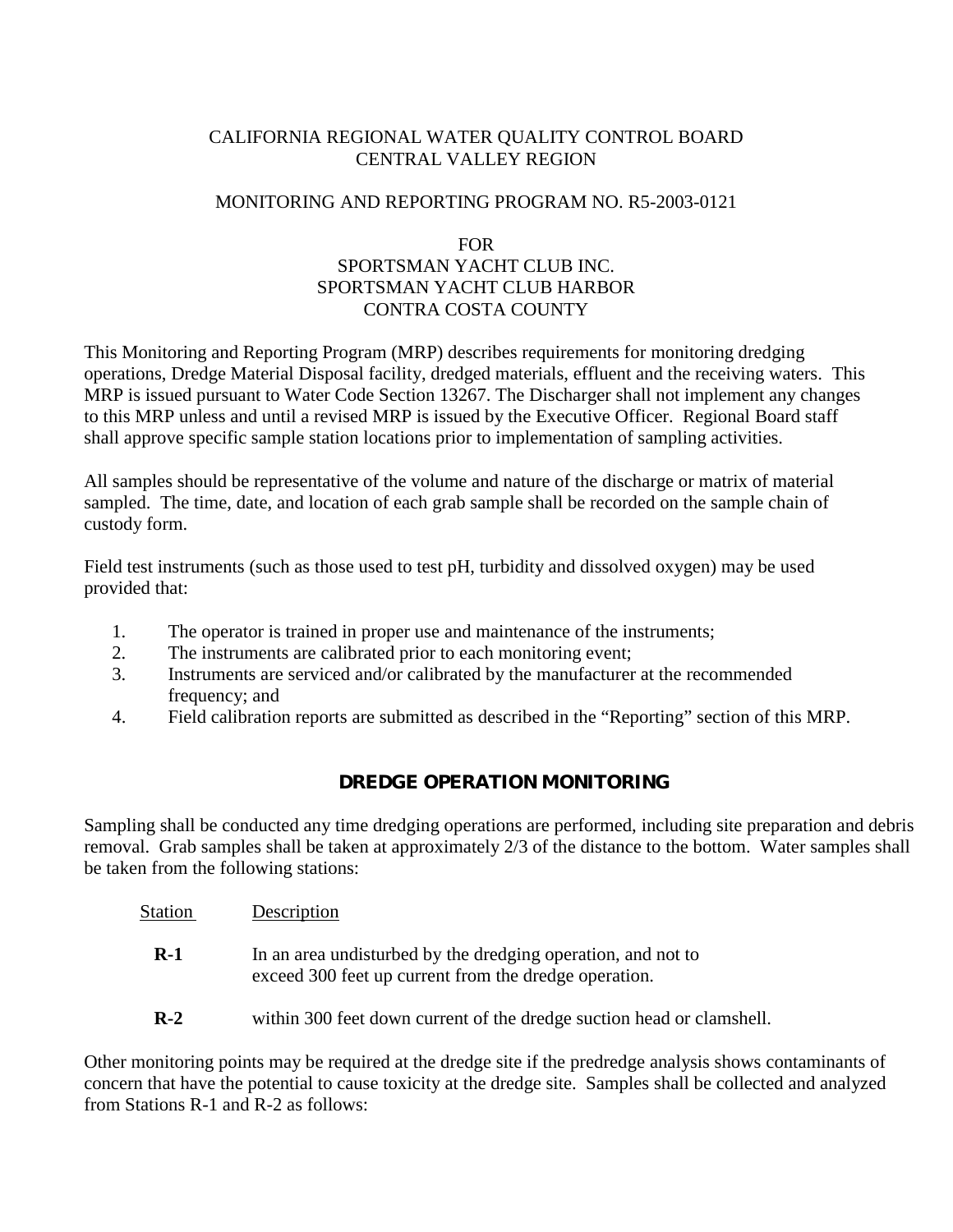CALIFORNIA REGIONAL WATER QUALITY CONTROL BOARD
CENTRAL VALLEY REGION

MONITORING AND REPORTING PROGRAM NO. R5-2003-0121

FOR
SPORTSMAN YACHT CLUB INC.
SPORTSMAN YACHT CLUB HARBOR
CONTRA COSTA COUNTY

This Monitoring and Reporting Program (MRP) describes requirements for monitoring dredging operations, Dredge Material Disposal facility, dredged materials, effluent and the receiving waters. This MRP is issued pursuant to Water Code Section 13267. The Discharger shall not implement any changes to this MRP unless and until a revised MRP is issued by the Executive Officer. Regional Board staff shall approve specific sample station locations prior to implementation of sampling activities.

All samples should be representative of the volume and nature of the discharge or matrix of material sampled. The time, date, and location of each grab sample shall be recorded on the sample chain of custody form.

Field test instruments (such as those used to test pH, turbidity and dissolved oxygen) may be used provided that:

1. The operator is trained in proper use and maintenance of the instruments;
2. The instruments are calibrated prior to each monitoring event;
3. Instruments are serviced and/or calibrated by the manufacturer at the recommended frequency; and
4. Field calibration reports are submitted as described in the "Reporting" section of this MRP.

## DREDGE OPERATION MONITORING

Sampling shall be conducted any time dredging operations are performed, including site preparation and debris removal. Grab samples shall be taken at approximately 2/3 of the distance to the bottom. Water samples shall be taken from the following stations:

| Station | Description |
|---|---|
| **R-1** | In an area undisturbed by the dredging operation, and not to exceed 300 feet up current from the dredge operation. |
| **R-2** | within 300 feet down current of the dredge suction head or clamshell. |

Other monitoring points may be required at the dredge site if the predredge analysis shows contaminants of concern that have the potential to cause toxicity at the dredge site. Samples shall be collected and analyzed from Stations R-1 and R-2 as follows: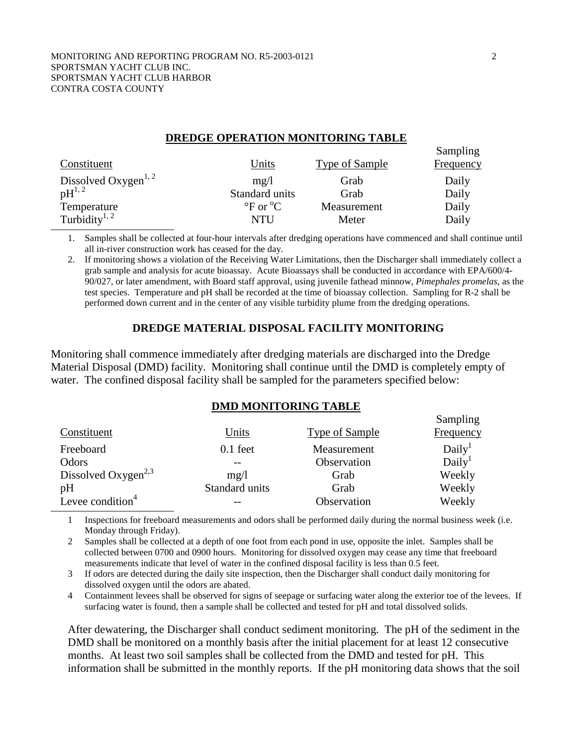## DREDGE OPERATION MONITORING TABLE

| Constituent | Units | Type of Sample | Sampling Frequency |
|---|---|---|---|
| Dissolved Oxygen[1, 2] | mg/l | Grab | Daily |
| pH[1, 2] | Standard units | Grab | Daily |
| Temperature | °F or °C | Measurement | Daily |
| Turbidity[1, 2] | NTU | Meter | Daily |

1. Samples shall be collected at four-hour intervals after dredging operations have commenced and shall continue until all in-river construction work has ceased for the day.
2. If monitoring shows a violation of the Receiving Water Limitations, then the Discharger shall immediately collect a grab sample and analysis for acute bioassay. Acute Bioassays shall be conducted in accordance with EPA/600/4-90/027, or later amendment, with Board staff approval, using juvenile fathead minnow, *Pimephales promelas*, as the test species. Temperature and pH shall be recorded at the time of bioassay collection. Sampling for R-2 shall be performed down current and in the center of any visible turbidity plume from the dredging operations.

## DREDGE MATERIAL DISPOSAL FACILITY MONITORING

Monitoring shall commence immediately after dredging materials are discharged into the Dredge Material Disposal (DMD) facility. Monitoring shall continue until the DMD is completely empty of water. The confined disposal facility shall be sampled for the parameters specified below:

## DMD MONITORING TABLE

| Constituent | Units | Type of Sample | Sampling Frequency |
|---|---|---|---|
| Freeboard | 0.1 feet | Measurement | Daily[1] |
| Odors | -- | Observation | Daily[1] |
| Dissolved Oxygen[2,3] | mg/l | Grab | Weekly |
| pH | Standard units | Grab | Weekly |
| Levee condition[4] | -- | Observation | Weekly |

1 Inspections for freeboard measurements and odors shall be performed daily during the normal business week (i.e. Monday through Friday).

2 Samples shall be collected at a depth of one foot from each pond in use, opposite the inlet. Samples shall be collected between 0700 and 0900 hours. Monitoring for dissolved oxygen may cease any time that freeboard measurements indicate that level of water in the confined disposal facility is less than 0.5 feet.

3 If odors are detected during the daily site inspection, then the Discharger shall conduct daily monitoring for dissolved oxygen until the odors are abated.

4 Containment levees shall be observed for signs of seepage or surfacing water along the exterior toe of the levees. If surfacing water is found, then a sample shall be collected and tested for pH and total dissolved solids.

After dewatering, the Discharger shall conduct sediment monitoring. The pH of the sediment in the DMD shall be monitored on a monthly basis after the initial placement for at least 12 consecutive months. At least two soil samples shall be collected from the DMD and tested for pH. This information shall be submitted in the monthly reports. If the pH monitoring data shows that the soil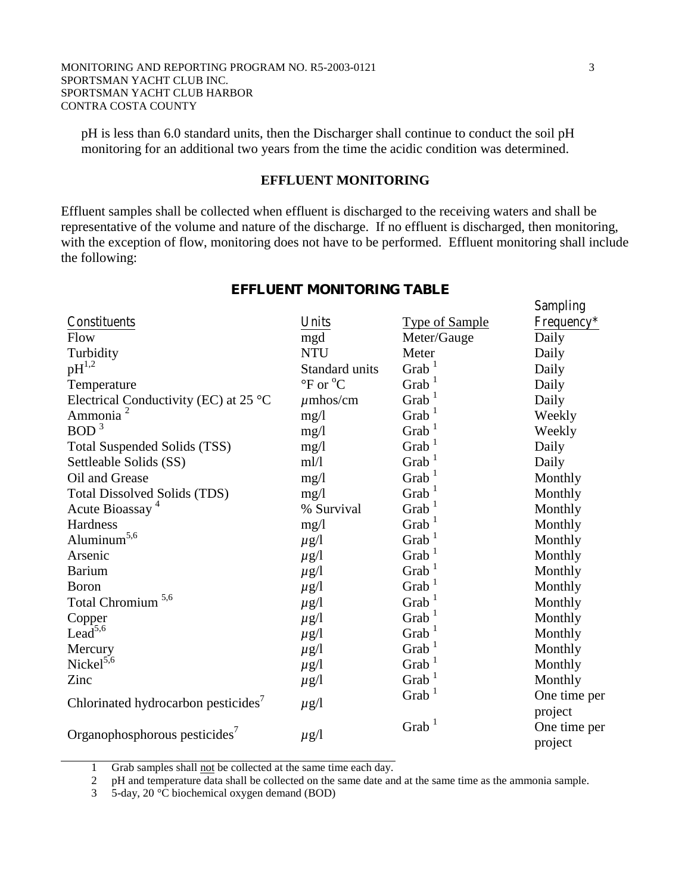pH is less than 6.0 standard units, then the Discharger shall continue to conduct the soil pH monitoring for an additional two years from the time the acidic condition was determined.

## EFFLUENT MONITORING

Effluent samples shall be collected when effluent is discharged to the receiving waters and shall be representative of the volume and nature of the discharge. If no effluent is discharged, then monitoring, with the exception of flow, monitoring does not have to be performed. Effluent monitoring shall include the following:

### EFFLUENT MONITORING TABLE

| Constituents | Units | Type of Sample | Sampling Frequency* |
|---|---|---|---|
| Flow | mgd | Meter/Gauge | Daily |
| Turbidity | NTU | Meter | Daily |
| pH[1,2] | Standard units | Grab [1] | Daily |
| Temperature | °F or °C | Grab [1] | Daily |
| Electrical Conductivity (EC) at 25 °C | µmhos/cm | Grab [1] | Daily |
| Ammonia [2] | mg/l | Grab [1] | Weekly |
| BOD [3] | mg/l | Grab [1] | Weekly |
| Total Suspended Solids (TSS) | mg/l | Grab [1] | Daily |
| Settleable Solids (SS) | ml/l | Grab [1] | Daily |
| Oil and Grease | mg/l | Grab [1] | Monthly |
| Total Dissolved Solids (TDS) | mg/l | Grab [1] | Monthly |
| Acute Bioassay [4] | % Survival | Grab [1] | Monthly |
| Hardness | mg/l | Grab [1] | Monthly |
| Aluminum[5,6] | µg/l | Grab [1] | Monthly |
| Arsenic | µg/l | Grab [1] | Monthly |
| Barium | µg/l | Grab [1] | Monthly |
| Boron | µg/l | Grab [1] | Monthly |
| Total Chromium [5,6] | µg/l | Grab [1] | Monthly |
| Copper | µg/l | Grab [1] | Monthly |
| Lead[5,6] | µg/l | Grab [1] | Monthly |
| Mercury | µg/l | Grab [1] | Monthly |
| Nickel[5,6] | µg/l | Grab [1] | Monthly |
| Zinc | µg/l | Grab [1] | Monthly |
| Chlorinated hydrocarbon pesticides[7] | µg/l | Grab [1] | One time per project |
| Organophosphorous pesticides[7] | µg/l | Grab [1] | One time per project |

1 Grab samples shall <u>not</u> be collected at the same time each day.

2 pH and temperature data shall be collected on the same date and at the same time as the ammonia sample.

3 5-day, 20 °C biochemical oxygen demand (BOD)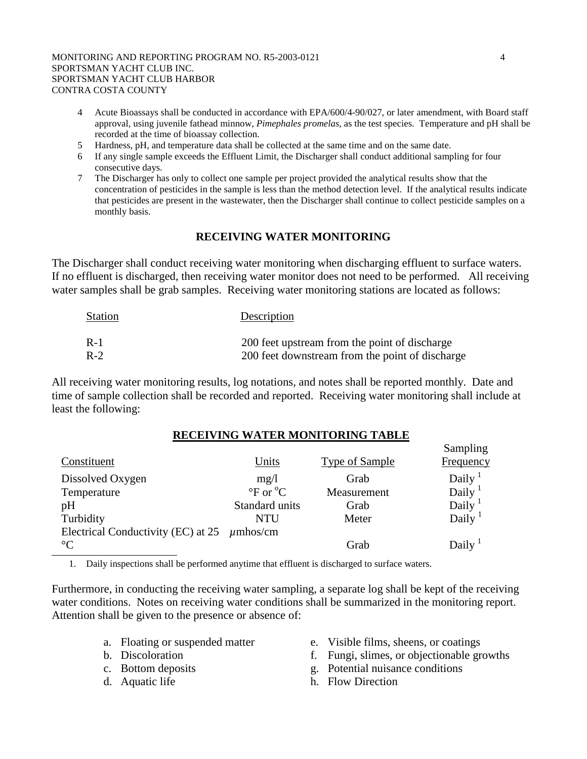4. Acute Bioassays shall be conducted in accordance with EPA/600/4-90/027, or later amendment, with Board staff approval, using juvenile fathead minnow, *Pimephales promelas*, as the test species. Temperature and pH shall be recorded at the time of bioassay collection.
5. Hardness, pH, and temperature data shall be collected at the same time and on the same date.
6. If any single sample exceeds the Effluent Limit, the Discharger shall conduct additional sampling for four consecutive days.
7. The Discharger has only to collect one sample per project provided the analytical results show that the concentration of pesticides in the sample is less than the method detection level. If the analytical results indicate that pesticides are present in the wastewater, then the Discharger shall continue to collect pesticide samples on a monthly basis.

## RECEIVING WATER MONITORING

The Discharger shall conduct receiving water monitoring when discharging effluent to surface waters. If no effluent is discharged, then receiving water monitor does not need to be performed. All receiving water samples shall be grab samples. Receiving water monitoring stations are located as follows:

| Station | Description |
|---|---|
| R-1 | 200 feet upstream from the point of discharge |
| R-2 | 200 feet downstream from the point of discharge |

All receiving water monitoring results, log notations, and notes shall be reported monthly. Date and time of sample collection shall be recorded and reported. Receiving water monitoring shall include at least the following:

**RECEIVING WATER MONITORING TABLE**

| Constituent | Units | Type of Sample | Sampling Frequency |
|---|---|---|---|
| Dissolved Oxygen | mg/l | Grab | Daily [1] |
| Temperature | °F or °C | Measurement | Daily [1] |
| pH | Standard units | Grab | Daily [1] |
| Turbidity | NTU | Meter | Daily [1] |
| Electrical Conductivity (EC) at 25 °C | $\mu$mhos/cm | Grab | Daily [1] |

1. Daily inspections shall be performed anytime that effluent is discharged to surface waters.

Furthermore, in conducting the receiving water sampling, a separate log shall be kept of the receiving water conditions. Notes on receiving water conditions shall be summarized in the monitoring report. Attention shall be given to the presence or absence of:

a. Floating or suspended matter
b. Discoloration
c. Bottom deposits
d. Aquatic life
e. Visible films, sheens, or coatings
f. Fungi, slimes, or objectionable growths
g. Potential nuisance conditions
h. Flow Direction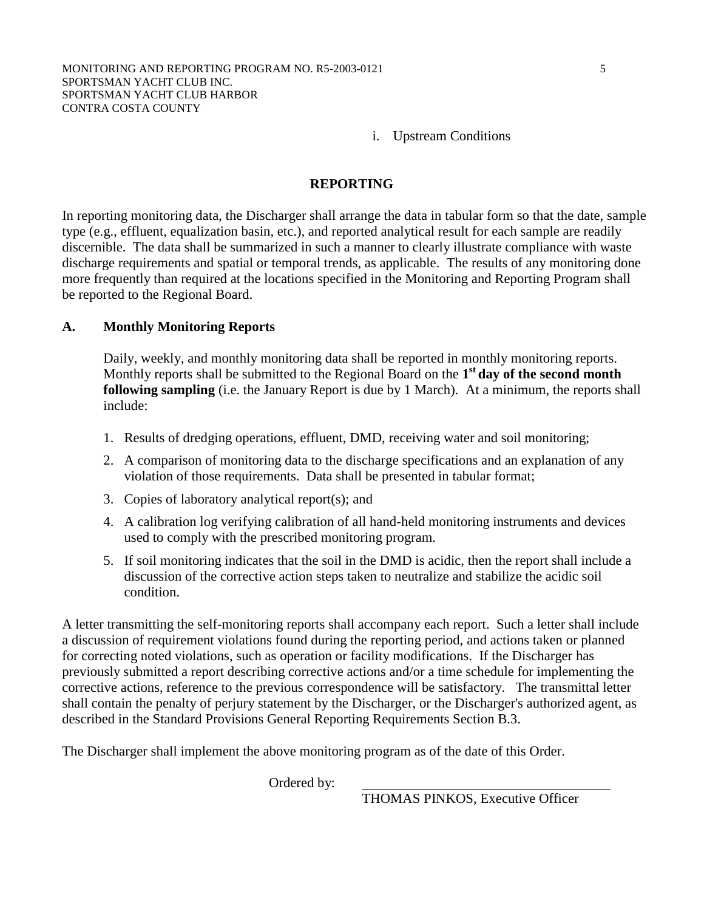i. Upstream Conditions

## REPORTING

In reporting monitoring data, the Discharger shall arrange the data in tabular form so that the date, sample type (e.g., effluent, equalization basin, etc.), and reported analytical result for each sample are readily discernible. The data shall be summarized in such a manner to clearly illustrate compliance with waste discharge requirements and spatial or temporal trends, as applicable. The results of any monitoring done more frequently than required at the locations specified in the Monitoring and Reporting Program shall be reported to the Regional Board.

### A. Monthly Monitoring Reports

Daily, weekly, and monthly monitoring data shall be reported in monthly monitoring reports. Monthly reports shall be submitted to the Regional Board on the **1st day of the second month following sampling** (i.e. the January Report is due by 1 March). At a minimum, the reports shall include:

1. Results of dredging operations, effluent, DMD, receiving water and soil monitoring;
2. A comparison of monitoring data to the discharge specifications and an explanation of any violation of those requirements. Data shall be presented in tabular format;
3. Copies of laboratory analytical report(s); and
4. A calibration log verifying calibration of all hand-held monitoring instruments and devices used to comply with the prescribed monitoring program.
5. If soil monitoring indicates that the soil in the DMD is acidic, then the report shall include a discussion of the corrective action steps taken to neutralize and stabilize the acidic soil condition.

A letter transmitting the self-monitoring reports shall accompany each report. Such a letter shall include a discussion of requirement violations found during the reporting period, and actions taken or planned for correcting noted violations, such as operation or facility modifications. If the Discharger has previously submitted a report describing corrective actions and/or a time schedule for implementing the corrective actions, reference to the previous correspondence will be satisfactory. The transmittal letter shall contain the penalty of perjury statement by the Discharger, or the Discharger's authorized agent, as described in the Standard Provisions General Reporting Requirements Section B.3.

The Discharger shall implement the above monitoring program as of the date of this Order.

Ordered by: ______________________________

THOMAS PINKOS, Executive Officer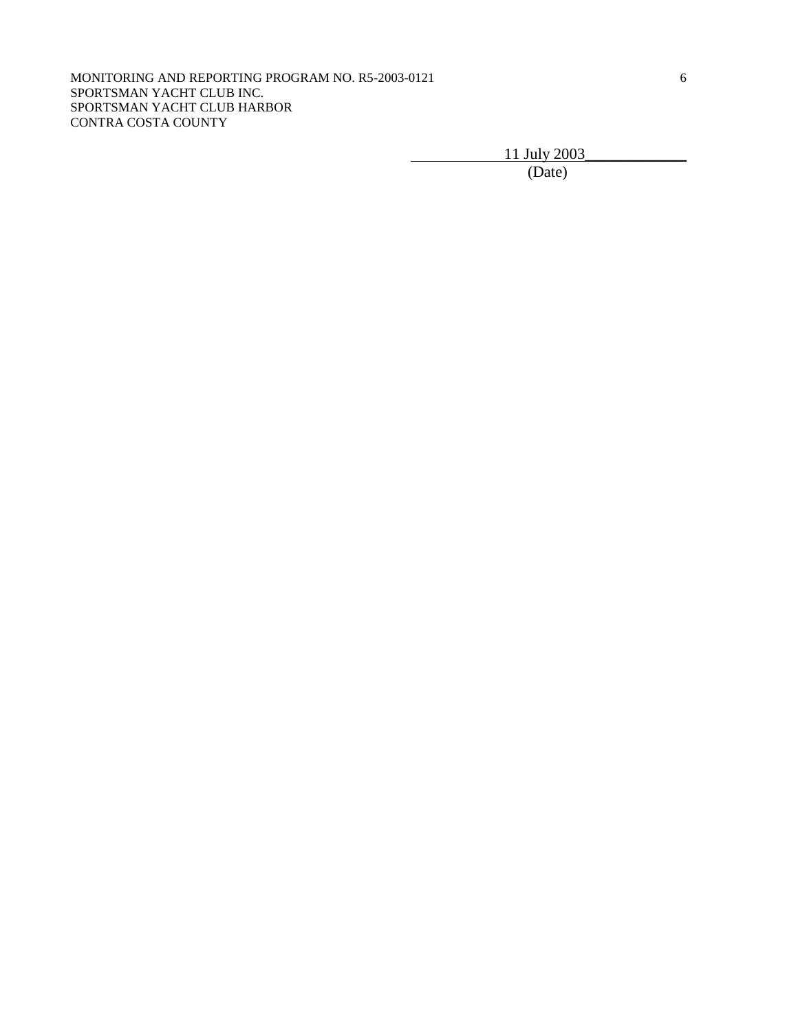11 July 2003

(Date)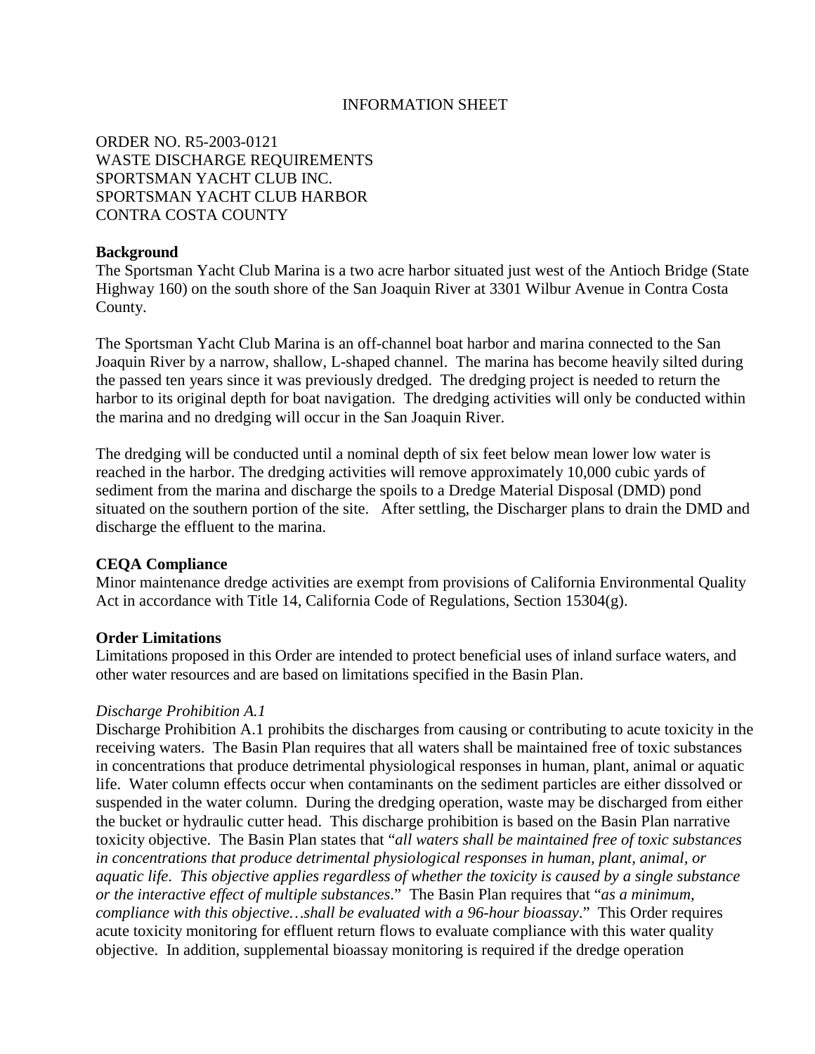INFORMATION SHEET

ORDER NO. R5-2003-0121
WASTE DISCHARGE REQUIREMENTS
SPORTSMAN YACHT CLUB INC.
SPORTSMAN YACHT CLUB HARBOR
CONTRA COSTA COUNTY

**Background**

The Sportsman Yacht Club Marina is a two acre harbor situated just west of the Antioch Bridge (State Highway 160) on the south shore of the San Joaquin River at 3301 Wilbur Avenue in Contra Costa County.

The Sportsman Yacht Club Marina is an off-channel boat harbor and marina connected to the San Joaquin River by a narrow, shallow, L-shaped channel. The marina has become heavily silted during the passed ten years since it was previously dredged. The dredging project is needed to return the harbor to its original depth for boat navigation. The dredging activities will only be conducted within the marina and no dredging will occur in the San Joaquin River.

The dredging will be conducted until a nominal depth of six feet below mean lower low water is reached in the harbor. The dredging activities will remove approximately 10,000 cubic yards of sediment from the marina and discharge the spoils to a Dredge Material Disposal (DMD) pond situated on the southern portion of the site. After settling, the Discharger plans to drain the DMD and discharge the effluent to the marina.

**CEQA Compliance**

Minor maintenance dredge activities are exempt from provisions of California Environmental Quality Act in accordance with Title 14, California Code of Regulations, Section 15304(g).

**Order Limitations**

Limitations proposed in this Order are intended to protect beneficial uses of inland surface waters, and other water resources and are based on limitations specified in the Basin Plan.

*Discharge Prohibition A.1*

Discharge Prohibition A.1 prohibits the discharges from causing or contributing to acute toxicity in the receiving waters. The Basin Plan requires that all waters shall be maintained free of toxic substances in concentrations that produce detrimental physiological responses in human, plant, animal or aquatic life. Water column effects occur when contaminants on the sediment particles are either dissolved or suspended in the water column. During the dredging operation, waste may be discharged from either the bucket or hydraulic cutter head. This discharge prohibition is based on the Basin Plan narrative toxicity objective. The Basin Plan states that "*all waters shall be maintained free of toxic substances in concentrations that produce detrimental physiological responses in human, plant, animal, or aquatic life. This objective applies regardless of whether the toxicity is caused by a single substance or the interactive effect of multiple substances*." The Basin Plan requires that "*as a minimum, compliance with this objective…shall be evaluated with a 96-hour bioassay*." This Order requires acute toxicity monitoring for effluent return flows to evaluate compliance with this water quality objective. In addition, supplemental bioassay monitoring is required if the dredge operation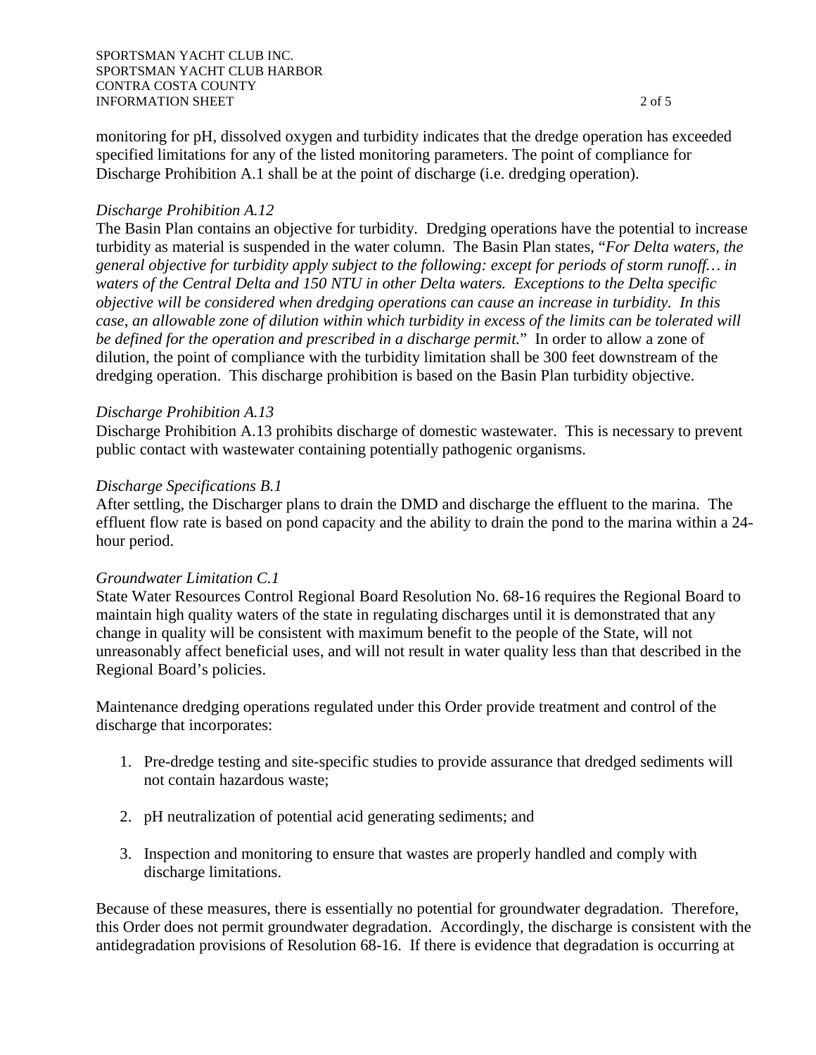monitoring for pH, dissolved oxygen and turbidity indicates that the dredge operation has exceeded specified limitations for any of the listed monitoring parameters. The point of compliance for Discharge Prohibition A.1 shall be at the point of discharge (i.e. dredging operation).

*Discharge Prohibition A.12*

The Basin Plan contains an objective for turbidity. Dredging operations have the potential to increase turbidity as material is suspended in the water column. The Basin Plan states, "*For Delta waters, the general objective for turbidity apply subject to the following: except for periods of storm runoff… in waters of the Central Delta and 150 NTU in other Delta waters. Exceptions to the Delta specific objective will be considered when dredging operations can cause an increase in turbidity. In this case, an allowable zone of dilution within which turbidity in excess of the limits can be tolerated will be defined for the operation and prescribed in a discharge permit.*" In order to allow a zone of dilution, the point of compliance with the turbidity limitation shall be 300 feet downstream of the dredging operation. This discharge prohibition is based on the Basin Plan turbidity objective.

*Discharge Prohibition A.13*

Discharge Prohibition A.13 prohibits discharge of domestic wastewater. This is necessary to prevent public contact with wastewater containing potentially pathogenic organisms.

*Discharge Specifications B.1*

After settling, the Discharger plans to drain the DMD and discharge the effluent to the marina. The effluent flow rate is based on pond capacity and the ability to drain the pond to the marina within a 24-hour period.

*Groundwater Limitation C.1*

State Water Resources Control Regional Board Resolution No. 68-16 requires the Regional Board to maintain high quality waters of the state in regulating discharges until it is demonstrated that any change in quality will be consistent with maximum benefit to the people of the State, will not unreasonably affect beneficial uses, and will not result in water quality less than that described in the Regional Board's policies.

Maintenance dredging operations regulated under this Order provide treatment and control of the discharge that incorporates:

1. Pre-dredge testing and site-specific studies to provide assurance that dredged sediments will not contain hazardous waste;

2. pH neutralization of potential acid generating sediments; and

3. Inspection and monitoring to ensure that wastes are properly handled and comply with discharge limitations.

Because of these measures, there is essentially no potential for groundwater degradation. Therefore, this Order does not permit groundwater degradation. Accordingly, the discharge is consistent with the antidegradation provisions of Resolution 68-16. If there is evidence that degradation is occurring at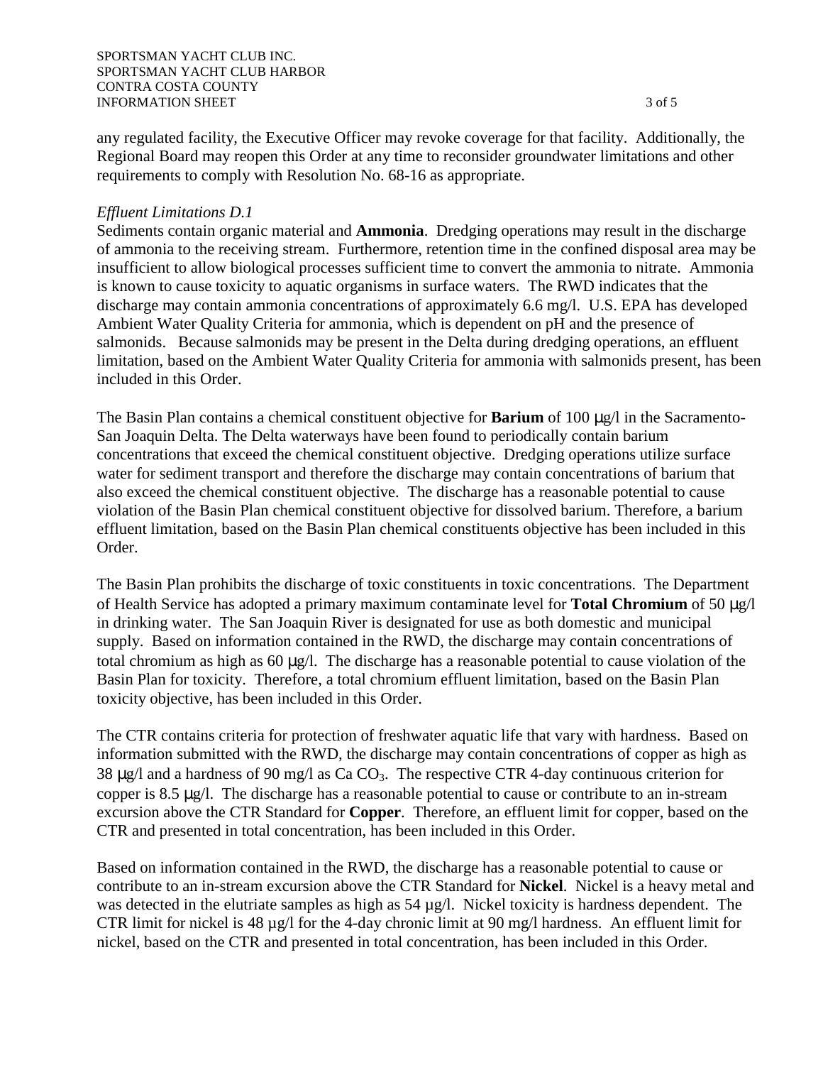any regulated facility, the Executive Officer may revoke coverage for that facility. Additionally, the Regional Board may reopen this Order at any time to reconsider groundwater limitations and other requirements to comply with Resolution No. 68-16 as appropriate.

*Effluent Limitations D.1*

Sediments contain organic material and **Ammonia**. Dredging operations may result in the discharge of ammonia to the receiving stream. Furthermore, retention time in the confined disposal area may be insufficient to allow biological processes sufficient time to convert the ammonia to nitrate. Ammonia is known to cause toxicity to aquatic organisms in surface waters. The RWD indicates that the discharge may contain ammonia concentrations of approximately 6.6 mg/l. U.S. EPA has developed Ambient Water Quality Criteria for ammonia, which is dependent on pH and the presence of salmonids. Because salmonids may be present in the Delta during dredging operations, an effluent limitation, based on the Ambient Water Quality Criteria for ammonia with salmonids present, has been included in this Order.

The Basin Plan contains a chemical constituent objective for **Barium** of 100 µg/l in the Sacramento-San Joaquin Delta. The Delta waterways have been found to periodically contain barium concentrations that exceed the chemical constituent objective. Dredging operations utilize surface water for sediment transport and therefore the discharge may contain concentrations of barium that also exceed the chemical constituent objective. The discharge has a reasonable potential to cause violation of the Basin Plan chemical constituent objective for dissolved barium. Therefore, a barium effluent limitation, based on the Basin Plan chemical constituents objective has been included in this Order.

The Basin Plan prohibits the discharge of toxic constituents in toxic concentrations. The Department of Health Service has adopted a primary maximum contaminate level for **Total Chromium** of 50 µg/l in drinking water. The San Joaquin River is designated for use as both domestic and municipal supply. Based on information contained in the RWD, the discharge may contain concentrations of total chromium as high as 60 µg/l. The discharge has a reasonable potential to cause violation of the Basin Plan for toxicity. Therefore, a total chromium effluent limitation, based on the Basin Plan toxicity objective, has been included in this Order.

The CTR contains criteria for protection of freshwater aquatic life that vary with hardness. Based on information submitted with the RWD, the discharge may contain concentrations of copper as high as 38 µg/l and a hardness of 90 mg/l as Ca $CO_3$. The respective CTR 4-day continuous criterion for copper is 8.5 µg/l. The discharge has a reasonable potential to cause or contribute to an in-stream excursion above the CTR Standard for **Copper**. Therefore, an effluent limit for copper, based on the CTR and presented in total concentration, has been included in this Order.

Based on information contained in the RWD, the discharge has a reasonable potential to cause or contribute to an in-stream excursion above the CTR Standard for **Nickel**. Nickel is a heavy metal and was detected in the elutriate samples as high as 54 µg/l. Nickel toxicity is hardness dependent. The CTR limit for nickel is 48 µg/l for the 4-day chronic limit at 90 mg/l hardness. An effluent limit for nickel, based on the CTR and presented in total concentration, has been included in this Order.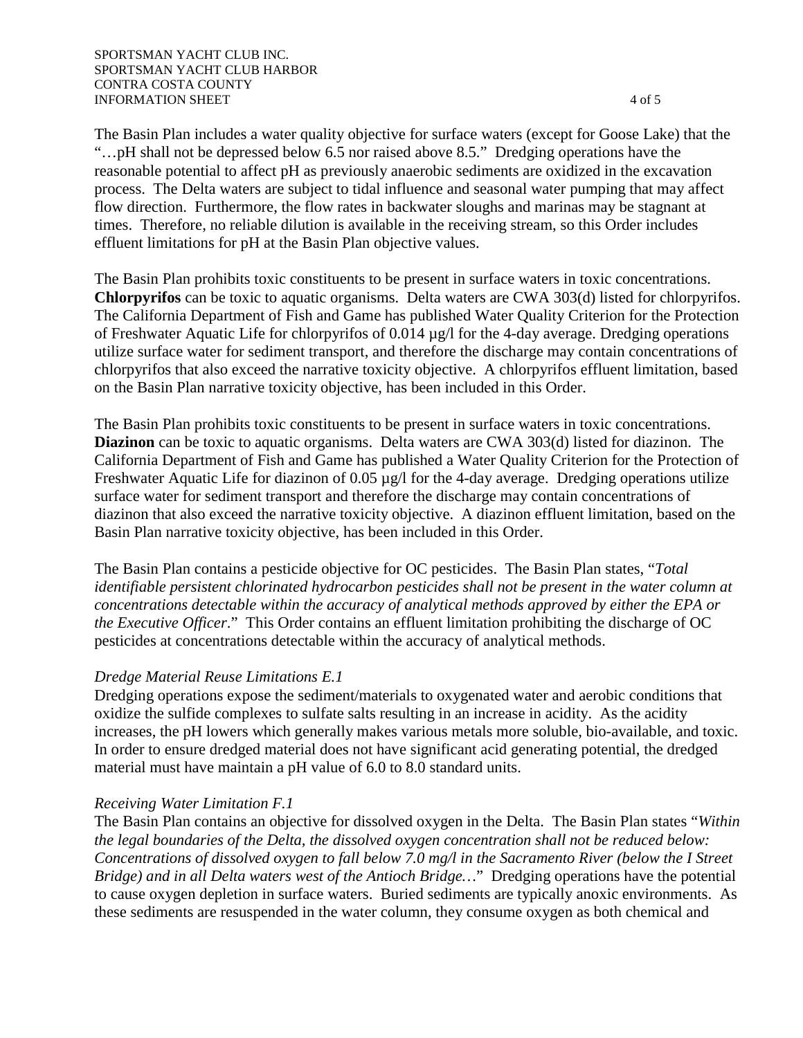The Basin Plan includes a water quality objective for surface waters (except for Goose Lake) that the "…pH shall not be depressed below 6.5 nor raised above 8.5." Dredging operations have the reasonable potential to affect pH as previously anaerobic sediments are oxidized in the excavation process. The Delta waters are subject to tidal influence and seasonal water pumping that may affect flow direction. Furthermore, the flow rates in backwater sloughs and marinas may be stagnant at times. Therefore, no reliable dilution is available in the receiving stream, so this Order includes effluent limitations for pH at the Basin Plan objective values.

The Basin Plan prohibits toxic constituents to be present in surface waters in toxic concentrations. **Chlorpyrifos** can be toxic to aquatic organisms. Delta waters are CWA 303(d) listed for chlorpyrifos. The California Department of Fish and Game has published Water Quality Criterion for the Protection of Freshwater Aquatic Life for chlorpyrifos of 0.014 µg/l for the 4-day average. Dredging operations utilize surface water for sediment transport, and therefore the discharge may contain concentrations of chlorpyrifos that also exceed the narrative toxicity objective. A chlorpyrifos effluent limitation, based on the Basin Plan narrative toxicity objective, has been included in this Order.

The Basin Plan prohibits toxic constituents to be present in surface waters in toxic concentrations. **Diazinon** can be toxic to aquatic organisms. Delta waters are CWA 303(d) listed for diazinon. The California Department of Fish and Game has published a Water Quality Criterion for the Protection of Freshwater Aquatic Life for diazinon of 0.05 µg/l for the 4-day average. Dredging operations utilize surface water for sediment transport and therefore the discharge may contain concentrations of diazinon that also exceed the narrative toxicity objective. A diazinon effluent limitation, based on the Basin Plan narrative toxicity objective, has been included in this Order.

The Basin Plan contains a pesticide objective for OC pesticides. The Basin Plan states, "*Total identifiable persistent chlorinated hydrocarbon pesticides shall not be present in the water column at concentrations detectable within the accuracy of analytical methods approved by either the EPA or the Executive Officer*." This Order contains an effluent limitation prohibiting the discharge of OC pesticides at concentrations detectable within the accuracy of analytical methods.

*Dredge Material Reuse Limitations E.1*

Dredging operations expose the sediment/materials to oxygenated water and aerobic conditions that oxidize the sulfide complexes to sulfate salts resulting in an increase in acidity. As the acidity increases, the pH lowers which generally makes various metals more soluble, bio-available, and toxic. In order to ensure dredged material does not have significant acid generating potential, the dredged material must have maintain a pH value of 6.0 to 8.0 standard units.

*Receiving Water Limitation F.1*

The Basin Plan contains an objective for dissolved oxygen in the Delta. The Basin Plan states "*Within the legal boundaries of the Delta, the dissolved oxygen concentration shall not be reduced below: Concentrations of dissolved oxygen to fall below 7.0 mg/l in the Sacramento River (below the I Street Bridge) and in all Delta waters west of the Antioch Bridge…*" Dredging operations have the potential to cause oxygen depletion in surface waters. Buried sediments are typically anoxic environments. As these sediments are resuspended in the water column, they consume oxygen as both chemical and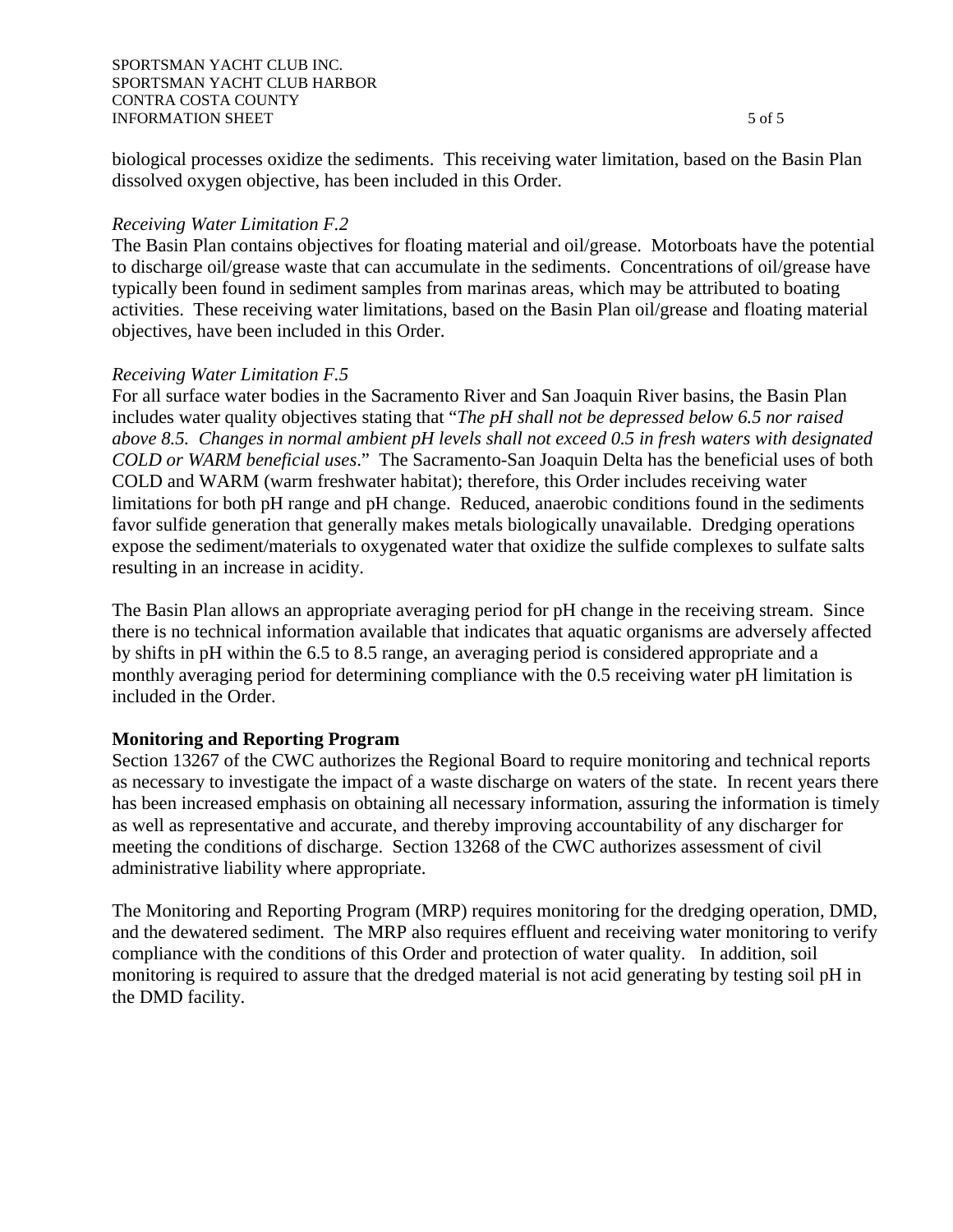biological processes oxidize the sediments. This receiving water limitation, based on the Basin Plan dissolved oxygen objective, has been included in this Order.

*Receiving Water Limitation F.2*

The Basin Plan contains objectives for floating material and oil/grease. Motorboats have the potential to discharge oil/grease waste that can accumulate in the sediments. Concentrations of oil/grease have typically been found in sediment samples from marinas areas, which may be attributed to boating activities. These receiving water limitations, based on the Basin Plan oil/grease and floating material objectives, have been included in this Order.

*Receiving Water Limitation F.5*

For all surface water bodies in the Sacramento River and San Joaquin River basins, the Basin Plan includes water quality objectives stating that "*The pH shall not be depressed below 6.5 nor raised above 8.5. Changes in normal ambient pH levels shall not exceed 0.5 in fresh waters with designated COLD or WARM beneficial uses*." The Sacramento-San Joaquin Delta has the beneficial uses of both COLD and WARM (warm freshwater habitat); therefore, this Order includes receiving water limitations for both pH range and pH change. Reduced, anaerobic conditions found in the sediments favor sulfide generation that generally makes metals biologically unavailable. Dredging operations expose the sediment/materials to oxygenated water that oxidize the sulfide complexes to sulfate salts resulting in an increase in acidity.

The Basin Plan allows an appropriate averaging period for pH change in the receiving stream. Since there is no technical information available that indicates that aquatic organisms are adversely affected by shifts in pH within the 6.5 to 8.5 range, an averaging period is considered appropriate and a monthly averaging period for determining compliance with the 0.5 receiving water pH limitation is included in the Order.

**Monitoring and Reporting Program**

Section 13267 of the CWC authorizes the Regional Board to require monitoring and technical reports as necessary to investigate the impact of a waste discharge on waters of the state. In recent years there has been increased emphasis on obtaining all necessary information, assuring the information is timely as well as representative and accurate, and thereby improving accountability of any discharger for meeting the conditions of discharge. Section 13268 of the CWC authorizes assessment of civil administrative liability where appropriate.

The Monitoring and Reporting Program (MRP) requires monitoring for the dredging operation, DMD, and the dewatered sediment. The MRP also requires effluent and receiving water monitoring to verify compliance with the conditions of this Order and protection of water quality. In addition, soil monitoring is required to assure that the dredged material is not acid generating by testing soil pH in the DMD facility.